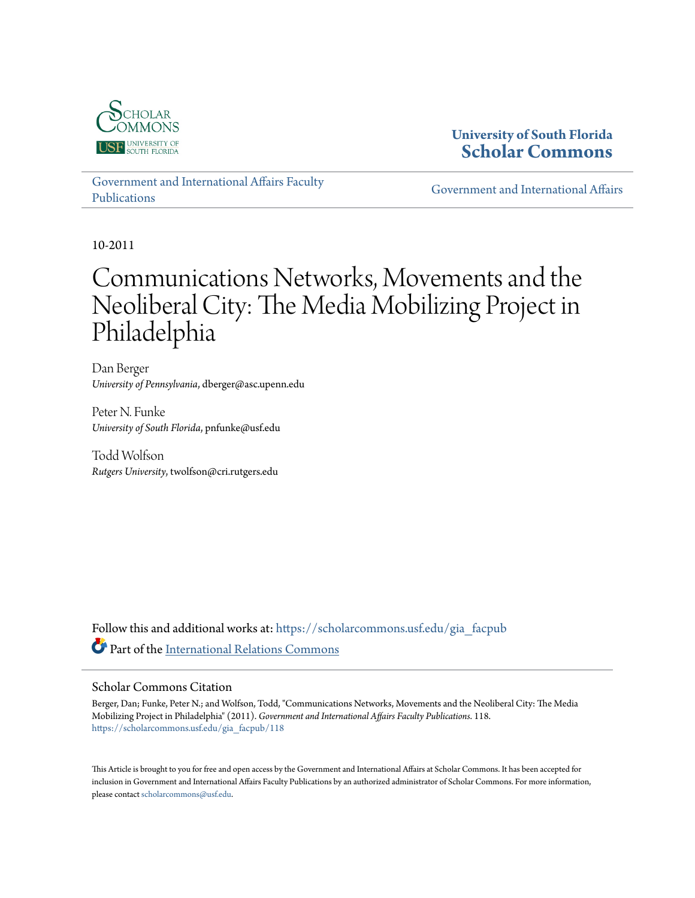University of South Florida
Scholar Commons

Government and International Affairs Faculty Publications

Government and International Affairs

10-2011

# Communications Networks, Movements and the Neoliberal City: The Media Mobilizing Project in Philadelphia

Dan Berger
*University of Pennsylvania*, dberger@asc.upenn.edu

Peter N. Funke
*University of South Florida*, pnfunke@usf.edu

Todd Wolfson
*Rutgers University*, twolfson@cri.rutgers.edu

Follow this and additional works at: https://scholarcommons.usf.edu/gia_facpub

Part of the International Relations Commons

## Scholar Commons Citation

Berger, Dan; Funke, Peter N.; and Wolfson, Todd, "Communications Networks, Movements and the Neoliberal City: The Media Mobilizing Project in Philadelphia" (2011). *Government and International Affairs Faculty Publications*. 118.
https://scholarcommons.usf.edu/gia_facpub/118

This Article is brought to you for free and open access by the Government and International Affairs at Scholar Commons. It has been accepted for inclusion in Government and International Affairs Faculty Publications by an authorized administrator of Scholar Commons. For more information, please contact scholarcommons@usf.edu.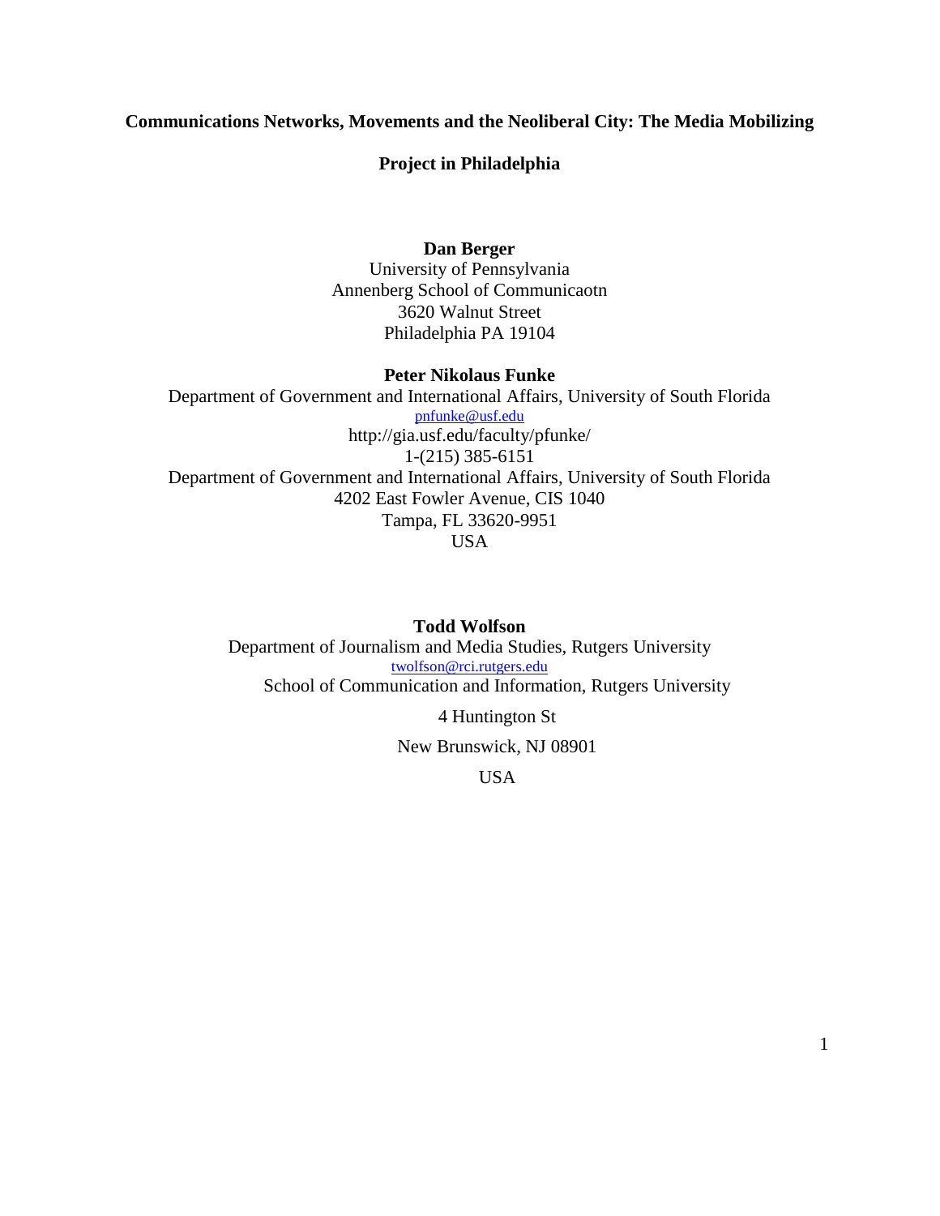# Communications Networks, Movements and the Neoliberal City: The Media Mobilizing Project in Philadelphia

**Dan Berger**
University of Pennsylvania
Annenberg School of Communicaotn
3620 Walnut Street
Philadelphia PA 19104

**Peter Nikolaus Funke**
Department of Government and International Affairs, University of South Florida
pnfunke@usf.edu
http://gia.usf.edu/faculty/pfunke/
1-(215) 385-6151
Department of Government and International Affairs, University of South Florida
4202 East Fowler Avenue, CIS 1040
Tampa, FL 33620-9951
USA

**Todd Wolfson**
Department of Journalism and Media Studies, Rutgers University
twolfson@rci.rutgers.edu
School of Communication and Information, Rutgers University

4 Huntington St

New Brunswick, NJ 08901

USA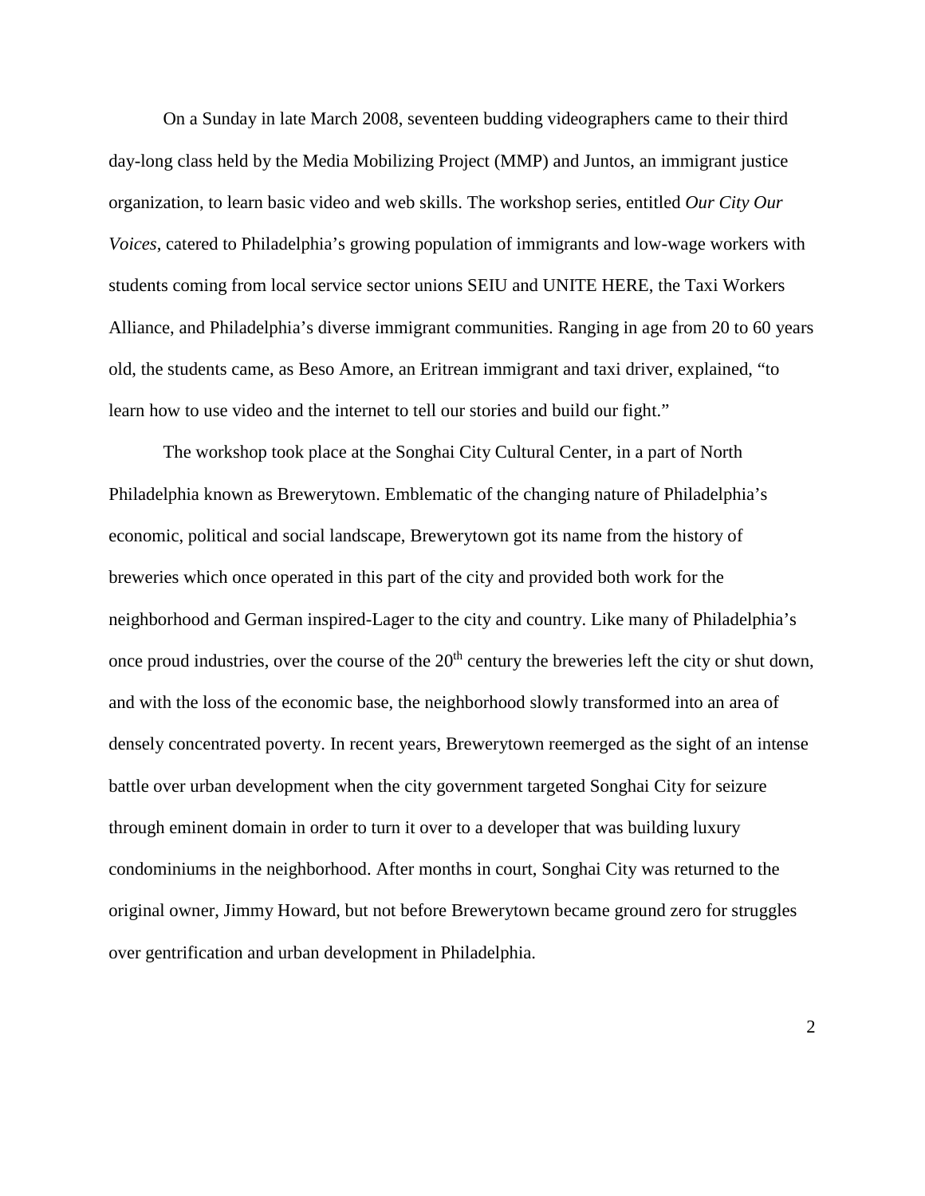On a Sunday in late March 2008, seventeen budding videographers came to their third day-long class held by the Media Mobilizing Project (MMP) and Juntos, an immigrant justice organization, to learn basic video and web skills. The workshop series, entitled *Our City Our Voices*, catered to Philadelphia's growing population of immigrants and low-wage workers with students coming from local service sector unions SEIU and UNITE HERE, the Taxi Workers Alliance, and Philadelphia's diverse immigrant communities. Ranging in age from 20 to 60 years old, the students came, as Beso Amore, an Eritrean immigrant and taxi driver, explained, "to learn how to use video and the internet to tell our stories and build our fight."

The workshop took place at the Songhai City Cultural Center, in a part of North Philadelphia known as Brewerytown. Emblematic of the changing nature of Philadelphia's economic, political and social landscape, Brewerytown got its name from the history of breweries which once operated in this part of the city and provided both work for the neighborhood and German inspired-Lager to the city and country. Like many of Philadelphia's once proud industries, over the course of the 20th century the breweries left the city or shut down, and with the loss of the economic base, the neighborhood slowly transformed into an area of densely concentrated poverty. In recent years, Brewerytown reemerged as the sight of an intense battle over urban development when the city government targeted Songhai City for seizure through eminent domain in order to turn it over to a developer that was building luxury condominiums in the neighborhood. After months in court, Songhai City was returned to the original owner, Jimmy Howard, but not before Brewerytown became ground zero for struggles over gentrification and urban development in Philadelphia.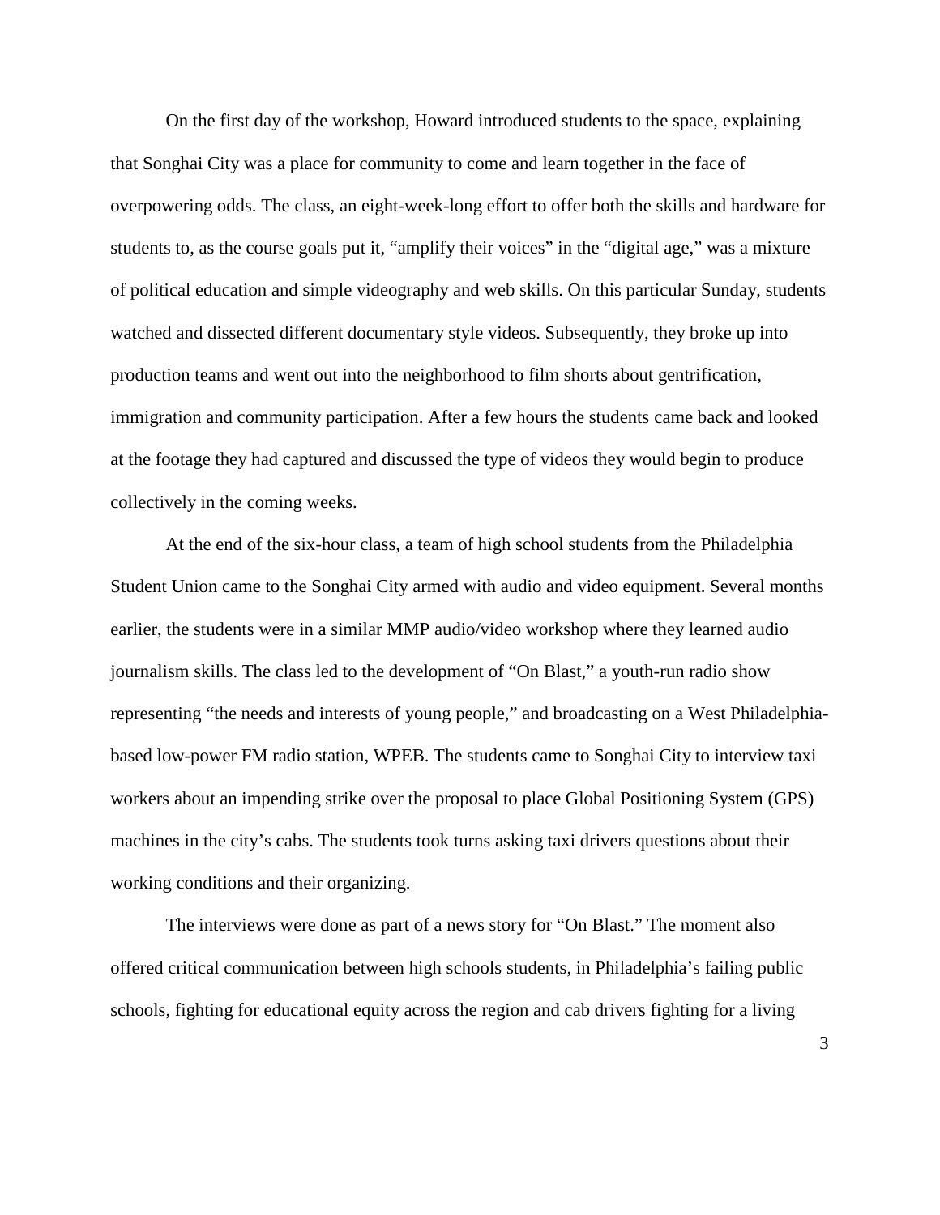On the first day of the workshop, Howard introduced students to the space, explaining that Songhai City was a place for community to come and learn together in the face of overpowering odds. The class, an eight-week-long effort to offer both the skills and hardware for students to, as the course goals put it, "amplify their voices" in the "digital age," was a mixture of political education and simple videography and web skills. On this particular Sunday, students watched and dissected different documentary style videos. Subsequently, they broke up into production teams and went out into the neighborhood to film shorts about gentrification, immigration and community participation. After a few hours the students came back and looked at the footage they had captured and discussed the type of videos they would begin to produce collectively in the coming weeks.

At the end of the six-hour class, a team of high school students from the Philadelphia Student Union came to the Songhai City armed with audio and video equipment. Several months earlier, the students were in a similar MMP audio/video workshop where they learned audio journalism skills. The class led to the development of "On Blast," a youth-run radio show representing "the needs and interests of young people," and broadcasting on a West Philadelphia-based low-power FM radio station, WPEB. The students came to Songhai City to interview taxi workers about an impending strike over the proposal to place Global Positioning System (GPS) machines in the city's cabs. The students took turns asking taxi drivers questions about their working conditions and their organizing.

The interviews were done as part of a news story for "On Blast." The moment also offered critical communication between high schools students, in Philadelphia's failing public schools, fighting for educational equity across the region and cab drivers fighting for a living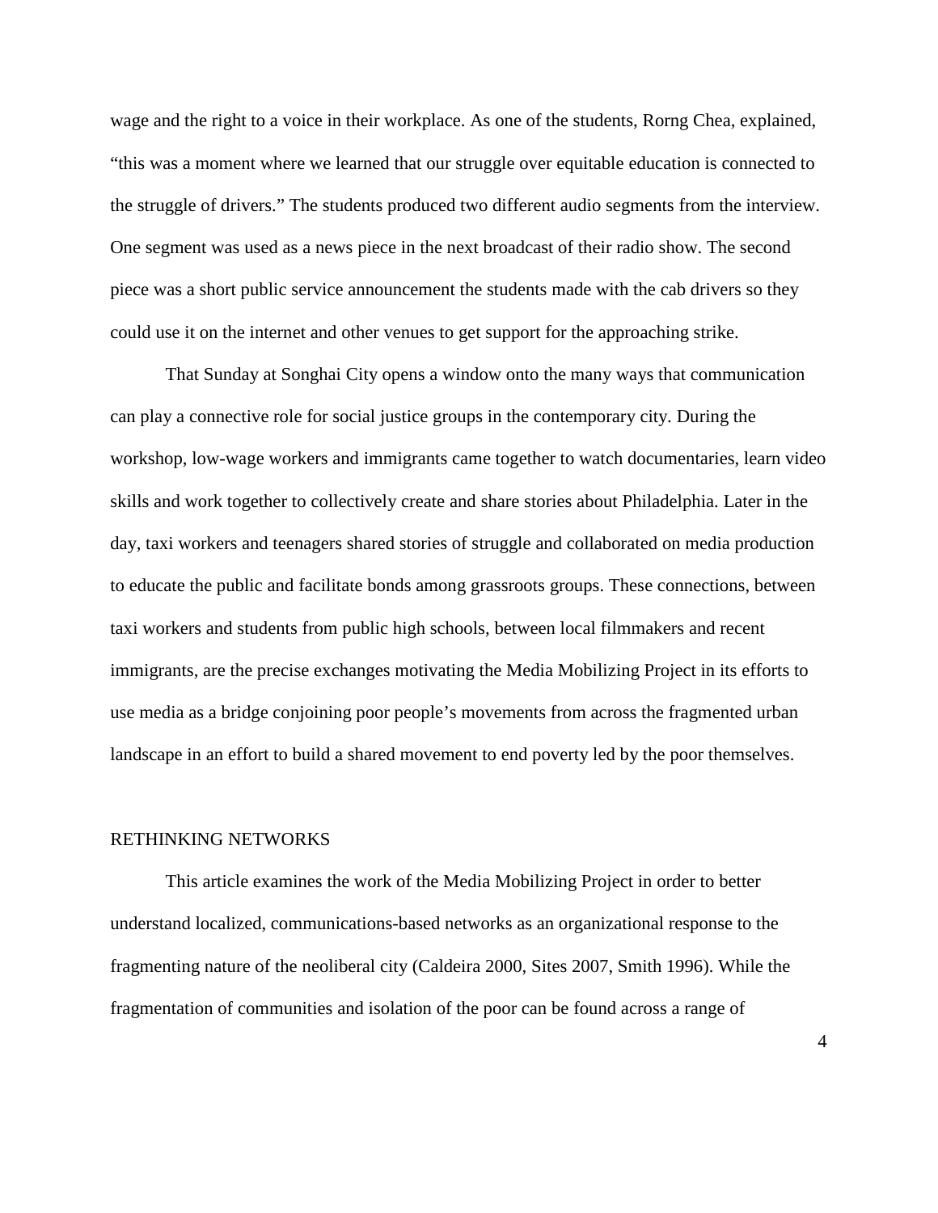wage and the right to a voice in their workplace. As one of the students, Rorng Chea, explained, "this was a moment where we learned that our struggle over equitable education is connected to the struggle of drivers." The students produced two different audio segments from the interview. One segment was used as a news piece in the next broadcast of their radio show. The second piece was a short public service announcement the students made with the cab drivers so they could use it on the internet and other venues to get support for the approaching strike.

That Sunday at Songhai City opens a window onto the many ways that communication can play a connective role for social justice groups in the contemporary city. During the workshop, low-wage workers and immigrants came together to watch documentaries, learn video skills and work together to collectively create and share stories about Philadelphia. Later in the day, taxi workers and teenagers shared stories of struggle and collaborated on media production to educate the public and facilitate bonds among grassroots groups. These connections, between taxi workers and students from public high schools, between local filmmakers and recent immigrants, are the precise exchanges motivating the Media Mobilizing Project in its efforts to use media as a bridge conjoining poor people's movements from across the fragmented urban landscape in an effort to build a shared movement to end poverty led by the poor themselves.

## RETHINKING NETWORKS

This article examines the work of the Media Mobilizing Project in order to better understand localized, communications-based networks as an organizational response to the fragmenting nature of the neoliberal city (Caldeira 2000, Sites 2007, Smith 1996). While the fragmentation of communities and isolation of the poor can be found across a range of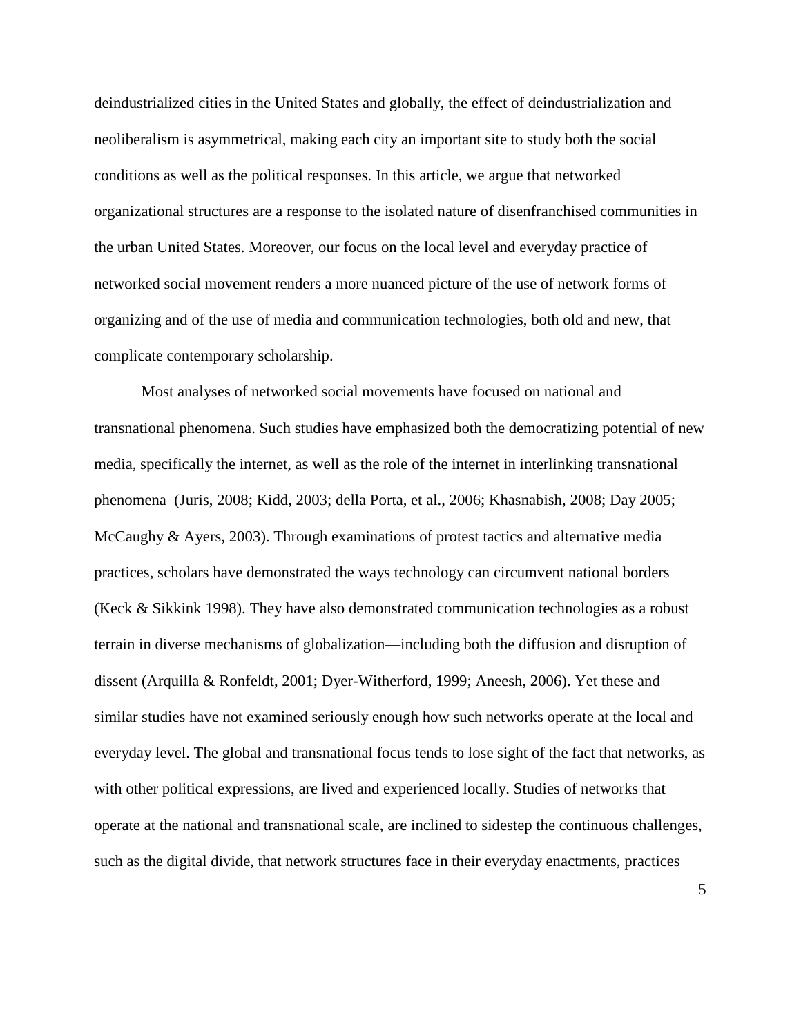deindustrialized cities in the United States and globally, the effect of deindustrialization and neoliberalism is asymmetrical, making each city an important site to study both the social conditions as well as the political responses. In this article, we argue that networked organizational structures are a response to the isolated nature of disenfranchised communities in the urban United States. Moreover, our focus on the local level and everyday practice of networked social movement renders a more nuanced picture of the use of network forms of organizing and of the use of media and communication technologies, both old and new, that complicate contemporary scholarship.

Most analyses of networked social movements have focused on national and transnational phenomena. Such studies have emphasized both the democratizing potential of new media, specifically the internet, as well as the role of the internet in interlinking transnational phenomena (Juris, 2008; Kidd, 2003; della Porta, et al., 2006; Khasnabish, 2008; Day 2005; McCaughy & Ayers, 2003). Through examinations of protest tactics and alternative media practices, scholars have demonstrated the ways technology can circumvent national borders (Keck & Sikkink 1998). They have also demonstrated communication technologies as a robust terrain in diverse mechanisms of globalization—including both the diffusion and disruption of dissent (Arquilla & Ronfeldt, 2001; Dyer-Witherford, 1999; Aneesh, 2006). Yet these and similar studies have not examined seriously enough how such networks operate at the local and everyday level. The global and transnational focus tends to lose sight of the fact that networks, as with other political expressions, are lived and experienced locally. Studies of networks that operate at the national and transnational scale, are inclined to sidestep the continuous challenges, such as the digital divide, that network structures face in their everyday enactments, practices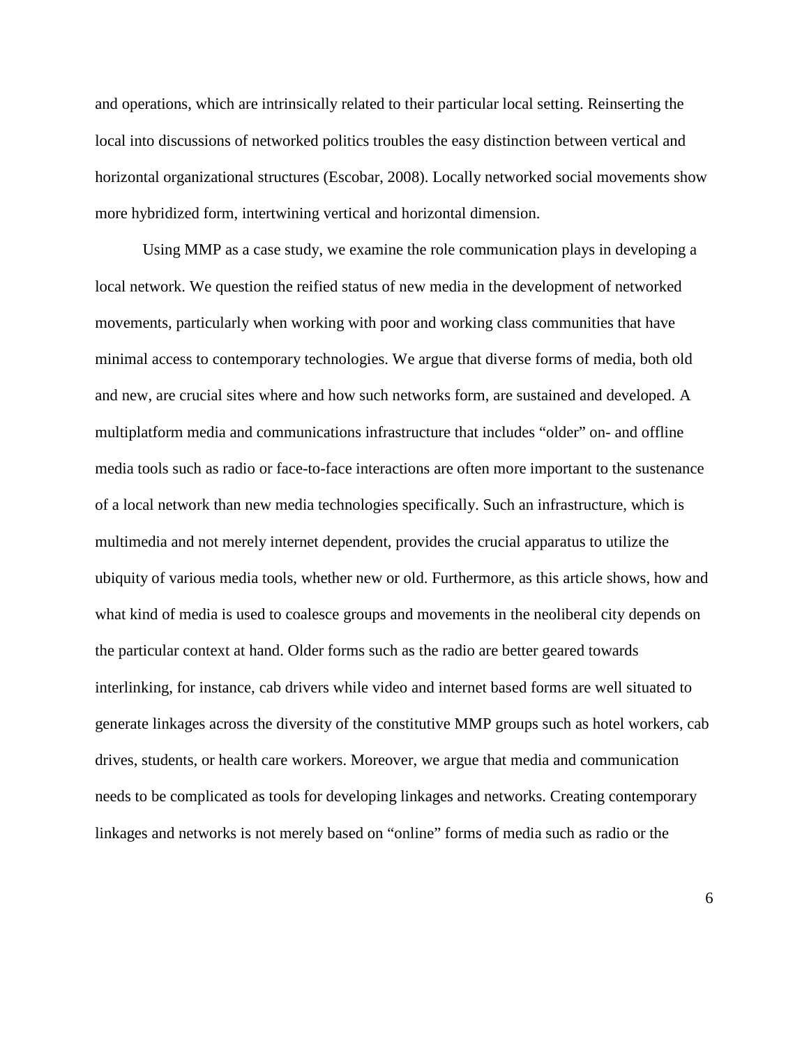and operations, which are intrinsically related to their particular local setting. Reinserting the local into discussions of networked politics troubles the easy distinction between vertical and horizontal organizational structures (Escobar, 2008). Locally networked social movements show more hybridized form, intertwining vertical and horizontal dimension.

Using MMP as a case study, we examine the role communication plays in developing a local network. We question the reified status of new media in the development of networked movements, particularly when working with poor and working class communities that have minimal access to contemporary technologies. We argue that diverse forms of media, both old and new, are crucial sites where and how such networks form, are sustained and developed. A multiplatform media and communications infrastructure that includes "older" on- and offline media tools such as radio or face-to-face interactions are often more important to the sustenance of a local network than new media technologies specifically. Such an infrastructure, which is multimedia and not merely internet dependent, provides the crucial apparatus to utilize the ubiquity of various media tools, whether new or old. Furthermore, as this article shows, how and what kind of media is used to coalesce groups and movements in the neoliberal city depends on the particular context at hand. Older forms such as the radio are better geared towards interlinking, for instance, cab drivers while video and internet based forms are well situated to generate linkages across the diversity of the constitutive MMP groups such as hotel workers, cab drives, students, or health care workers. Moreover, we argue that media and communication needs to be complicated as tools for developing linkages and networks. Creating contemporary linkages and networks is not merely based on "online" forms of media such as radio or the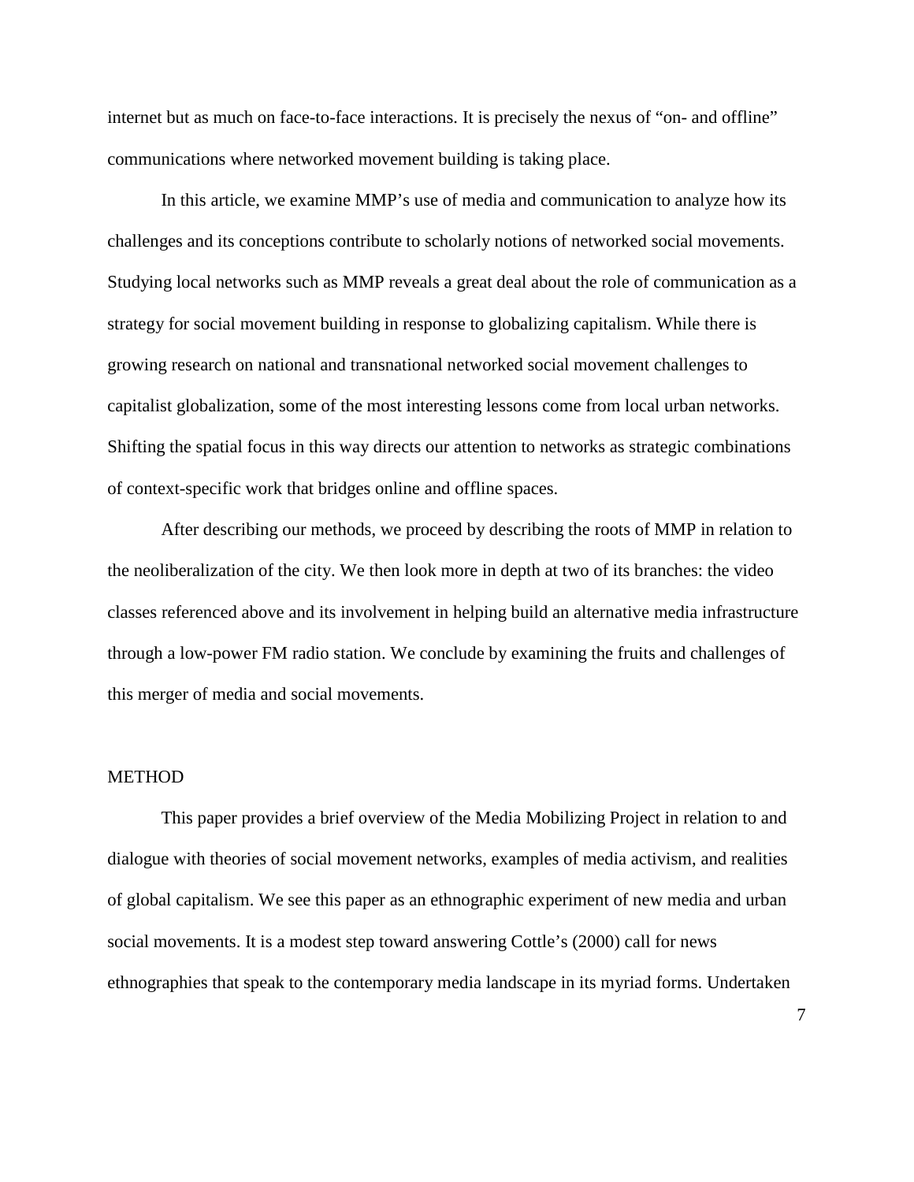internet but as much on face-to-face interactions. It is precisely the nexus of “on- and offline” communications where networked movement building is taking place.

In this article, we examine MMP’s use of media and communication to analyze how its challenges and its conceptions contribute to scholarly notions of networked social movements. Studying local networks such as MMP reveals a great deal about the role of communication as a strategy for social movement building in response to globalizing capitalism. While there is growing research on national and transnational networked social movement challenges to capitalist globalization, some of the most interesting lessons come from local urban networks. Shifting the spatial focus in this way directs our attention to networks as strategic combinations of context-specific work that bridges online and offline spaces.

After describing our methods, we proceed by describing the roots of MMP in relation to the neoliberalization of the city. We then look more in depth at two of its branches: the video classes referenced above and its involvement in helping build an alternative media infrastructure through a low-power FM radio station. We conclude by examining the fruits and challenges of this merger of media and social movements.

## METHOD

This paper provides a brief overview of the Media Mobilizing Project in relation to and dialogue with theories of social movement networks, examples of media activism, and realities of global capitalism. We see this paper as an ethnographic experiment of new media and urban social movements. It is a modest step toward answering Cottle’s (2000) call for news ethnographies that speak to the contemporary media landscape in its myriad forms. Undertaken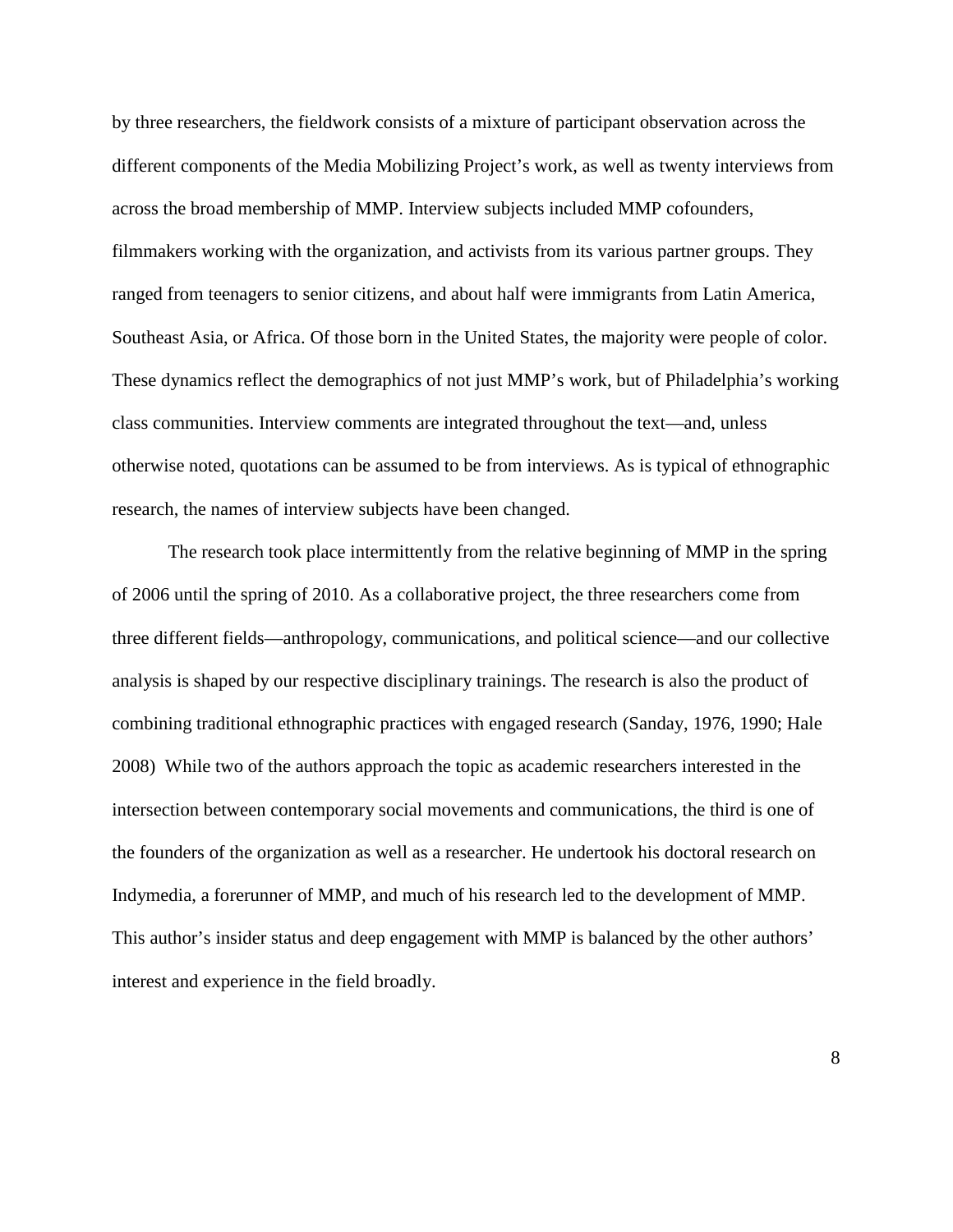by three researchers, the fieldwork consists of a mixture of participant observation across the different components of the Media Mobilizing Project's work, as well as twenty interviews from across the broad membership of MMP. Interview subjects included MMP cofounders, filmmakers working with the organization, and activists from its various partner groups. They ranged from teenagers to senior citizens, and about half were immigrants from Latin America, Southeast Asia, or Africa. Of those born in the United States, the majority were people of color. These dynamics reflect the demographics of not just MMP's work, but of Philadelphia's working class communities. Interview comments are integrated throughout the text—and, unless otherwise noted, quotations can be assumed to be from interviews. As is typical of ethnographic research, the names of interview subjects have been changed.

The research took place intermittently from the relative beginning of MMP in the spring of 2006 until the spring of 2010. As a collaborative project, the three researchers come from three different fields—anthropology, communications, and political science—and our collective analysis is shaped by our respective disciplinary trainings. The research is also the product of combining traditional ethnographic practices with engaged research (Sanday, 1976, 1990; Hale 2008) While two of the authors approach the topic as academic researchers interested in the intersection between contemporary social movements and communications, the third is one of the founders of the organization as well as a researcher. He undertook his doctoral research on Indymedia, a forerunner of MMP, and much of his research led to the development of MMP. This author's insider status and deep engagement with MMP is balanced by the other authors' interest and experience in the field broadly.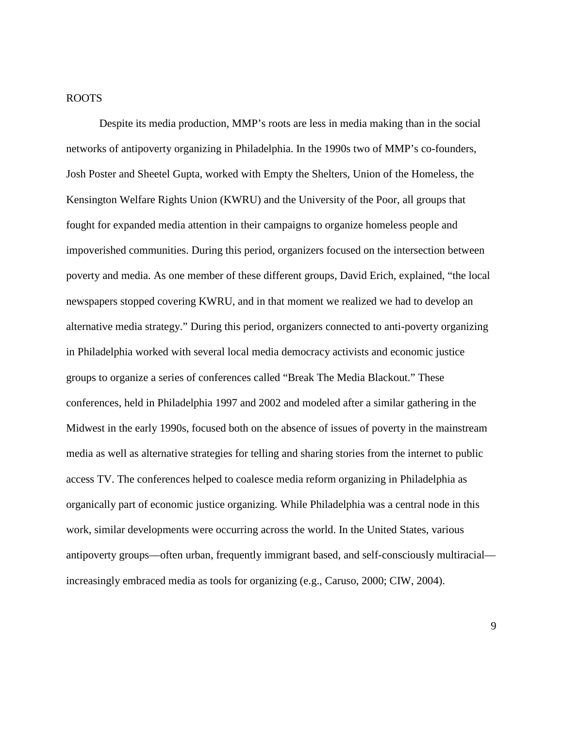## ROOTS

Despite its media production, MMP's roots are less in media making than in the social networks of antipoverty organizing in Philadelphia. In the 1990s two of MMP's co-founders, Josh Poster and Sheetel Gupta, worked with Empty the Shelters, Union of the Homeless, the Kensington Welfare Rights Union (KWRU) and the University of the Poor, all groups that fought for expanded media attention in their campaigns to organize homeless people and impoverished communities. During this period, organizers focused on the intersection between poverty and media. As one member of these different groups, David Erich, explained, "the local newspapers stopped covering KWRU, and in that moment we realized we had to develop an alternative media strategy." During this period, organizers connected to anti-poverty organizing in Philadelphia worked with several local media democracy activists and economic justice groups to organize a series of conferences called "Break The Media Blackout." These conferences, held in Philadelphia 1997 and 2002 and modeled after a similar gathering in the Midwest in the early 1990s, focused both on the absence of issues of poverty in the mainstream media as well as alternative strategies for telling and sharing stories from the internet to public access TV. The conferences helped to coalesce media reform organizing in Philadelphia as organically part of economic justice organizing. While Philadelphia was a central node in this work, similar developments were occurring across the world. In the United States, various antipoverty groups—often urban, frequently immigrant based, and self-consciously multiracial—increasingly embraced media as tools for organizing (e.g., Caruso, 2000; CIW, 2004).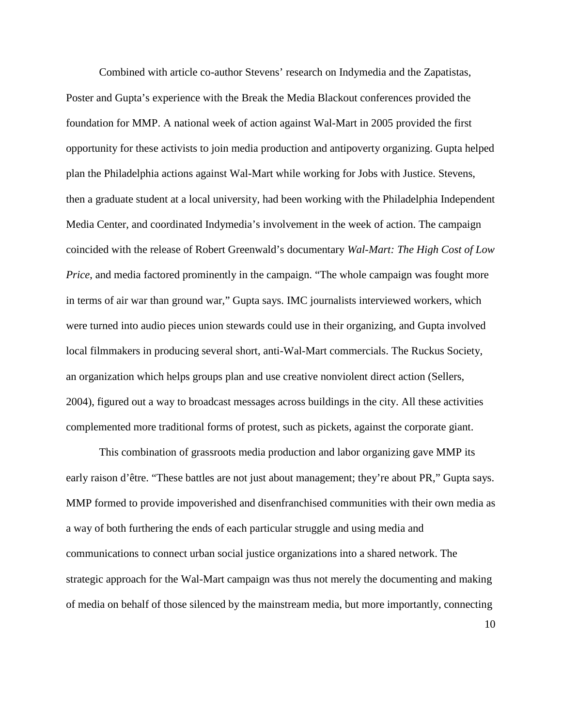Combined with article co-author Stevens' research on Indymedia and the Zapatistas, Poster and Gupta's experience with the Break the Media Blackout conferences provided the foundation for MMP. A national week of action against Wal-Mart in 2005 provided the first opportunity for these activists to join media production and antipoverty organizing. Gupta helped plan the Philadelphia actions against Wal-Mart while working for Jobs with Justice. Stevens, then a graduate student at a local university, had been working with the Philadelphia Independent Media Center, and coordinated Indymedia's involvement in the week of action. The campaign coincided with the release of Robert Greenwald's documentary *Wal-Mart: The High Cost of Low Price*, and media factored prominently in the campaign. "The whole campaign was fought more in terms of air war than ground war," Gupta says. IMC journalists interviewed workers, which were turned into audio pieces union stewards could use in their organizing, and Gupta involved local filmmakers in producing several short, anti-Wal-Mart commercials. The Ruckus Society, an organization which helps groups plan and use creative nonviolent direct action (Sellers, 2004), figured out a way to broadcast messages across buildings in the city. All these activities complemented more traditional forms of protest, such as pickets, against the corporate giant.

This combination of grassroots media production and labor organizing gave MMP its early raison d'être. "These battles are not just about management; they're about PR," Gupta says. MMP formed to provide impoverished and disenfranchised communities with their own media as a way of both furthering the ends of each particular struggle and using media and communications to connect urban social justice organizations into a shared network. The strategic approach for the Wal-Mart campaign was thus not merely the documenting and making of media on behalf of those silenced by the mainstream media, but more importantly, connecting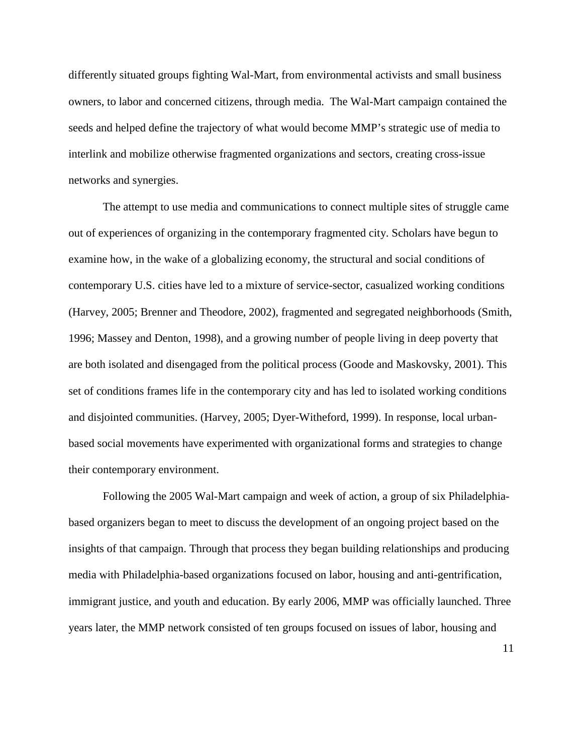differently situated groups fighting Wal-Mart, from environmental activists and small business owners, to labor and concerned citizens, through media. The Wal-Mart campaign contained the seeds and helped define the trajectory of what would become MMP's strategic use of media to interlink and mobilize otherwise fragmented organizations and sectors, creating cross-issue networks and synergies.

The attempt to use media and communications to connect multiple sites of struggle came out of experiences of organizing in the contemporary fragmented city. Scholars have begun to examine how, in the wake of a globalizing economy, the structural and social conditions of contemporary U.S. cities have led to a mixture of service-sector, casualized working conditions (Harvey, 2005; Brenner and Theodore, 2002), fragmented and segregated neighborhoods (Smith, 1996; Massey and Denton, 1998), and a growing number of people living in deep poverty that are both isolated and disengaged from the political process (Goode and Maskovsky, 2001). This set of conditions frames life in the contemporary city and has led to isolated working conditions and disjointed communities. (Harvey, 2005; Dyer-Witheford, 1999). In response, local urban-based social movements have experimented with organizational forms and strategies to change their contemporary environment.

Following the 2005 Wal-Mart campaign and week of action, a group of six Philadelphia-based organizers began to meet to discuss the development of an ongoing project based on the insights of that campaign. Through that process they began building relationships and producing media with Philadelphia-based organizations focused on labor, housing and anti-gentrification, immigrant justice, and youth and education. By early 2006, MMP was officially launched. Three years later, the MMP network consisted of ten groups focused on issues of labor, housing and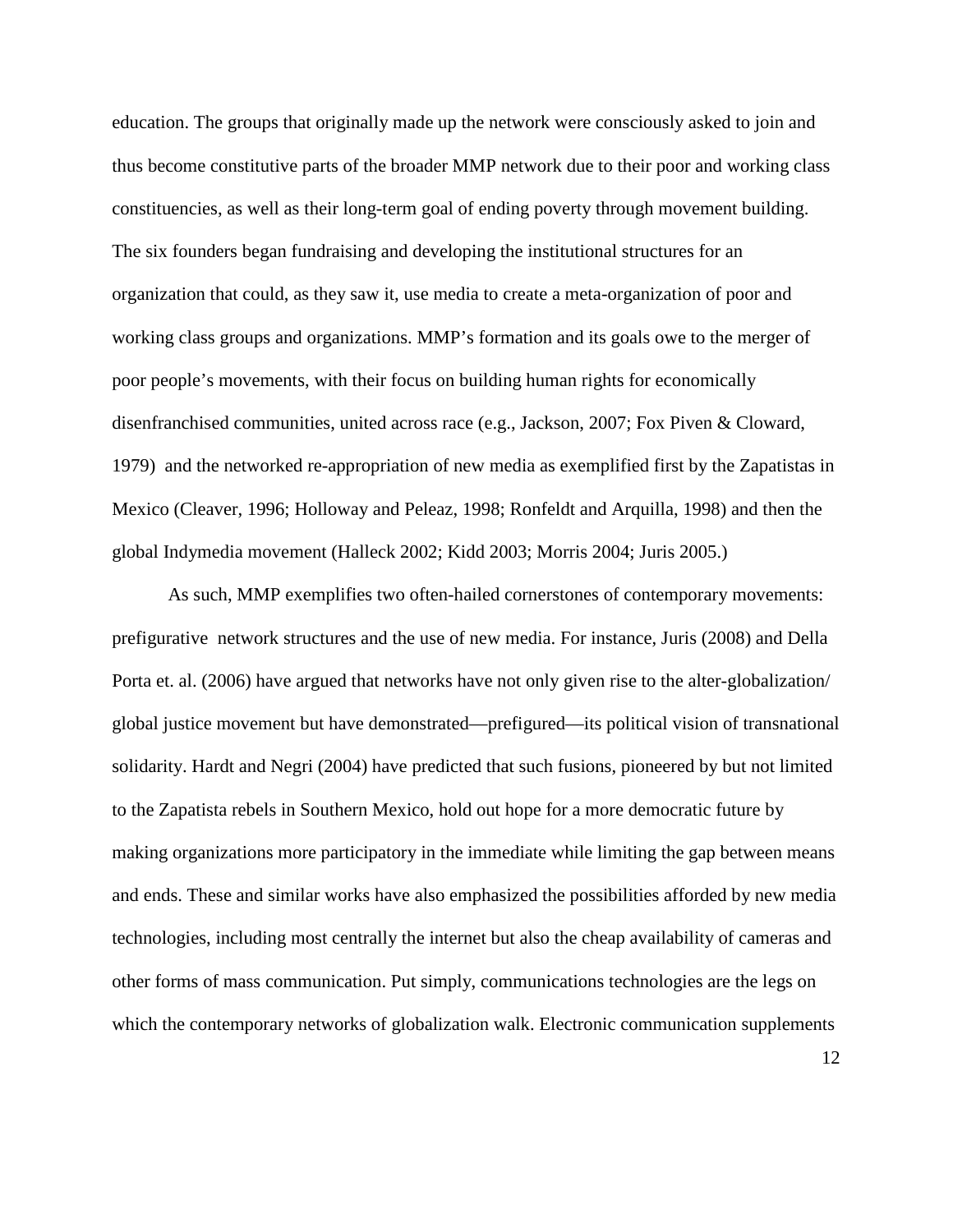education. The groups that originally made up the network were consciously asked to join and thus become constitutive parts of the broader MMP network due to their poor and working class constituencies, as well as their long-term goal of ending poverty through movement building. The six founders began fundraising and developing the institutional structures for an organization that could, as they saw it, use media to create a meta-organization of poor and working class groups and organizations. MMP's formation and its goals owe to the merger of poor people's movements, with their focus on building human rights for economically disenfranchised communities, united across race (e.g., Jackson, 2007; Fox Piven & Cloward, 1979) and the networked re-appropriation of new media as exemplified first by the Zapatistas in Mexico (Cleaver, 1996; Holloway and Peleaz, 1998; Ronfeldt and Arquilla, 1998) and then the global Indymedia movement (Halleck 2002; Kidd 2003; Morris 2004; Juris 2005.)

As such, MMP exemplifies two often-hailed cornerstones of contemporary movements: prefigurative network structures and the use of new media. For instance, Juris (2008) and Della Porta et. al. (2006) have argued that networks have not only given rise to the alter-globalization/ global justice movement but have demonstrated—prefigured—its political vision of transnational solidarity. Hardt and Negri (2004) have predicted that such fusions, pioneered by but not limited to the Zapatista rebels in Southern Mexico, hold out hope for a more democratic future by making organizations more participatory in the immediate while limiting the gap between means and ends. These and similar works have also emphasized the possibilities afforded by new media technologies, including most centrally the internet but also the cheap availability of cameras and other forms of mass communication. Put simply, communications technologies are the legs on which the contemporary networks of globalization walk. Electronic communication supplements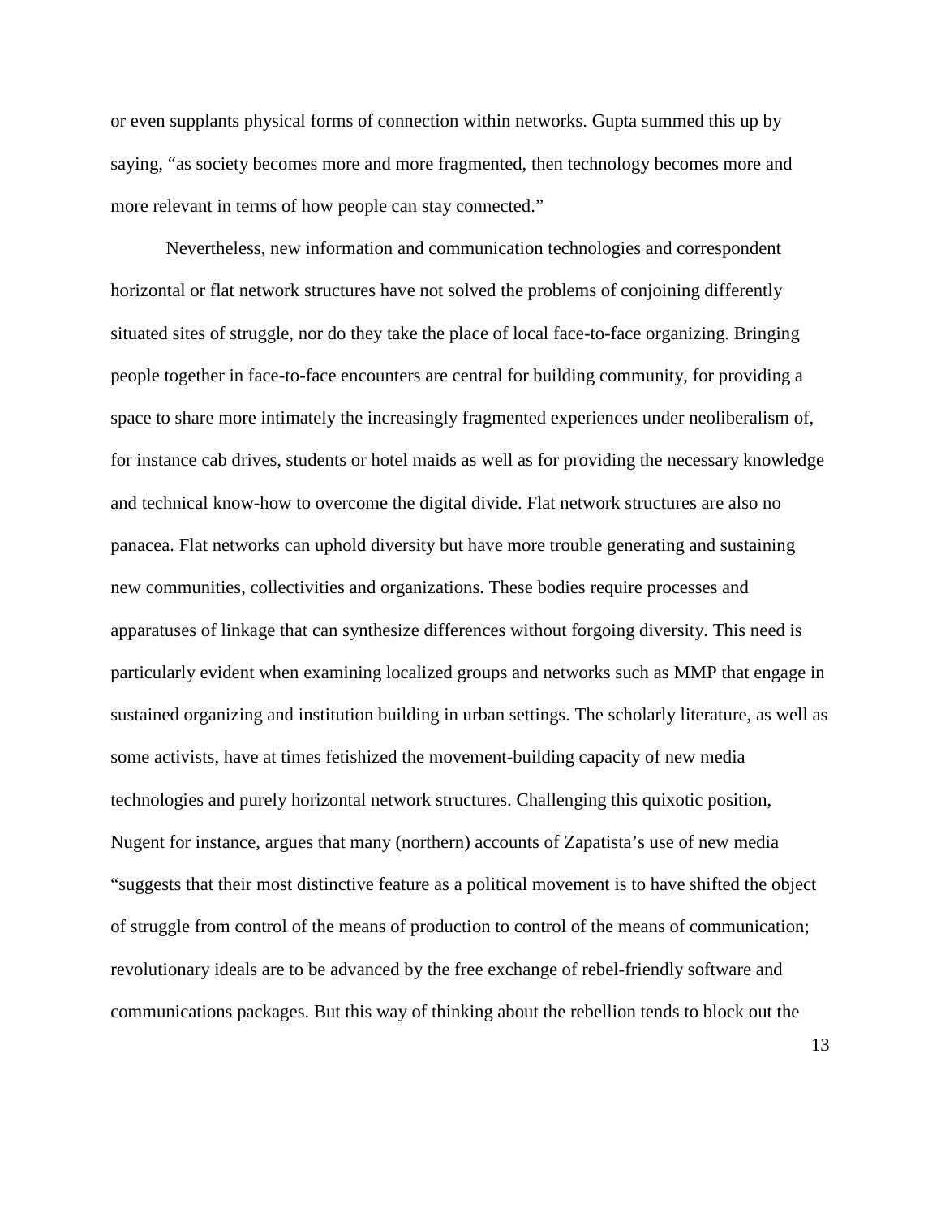or even supplants physical forms of connection within networks. Gupta summed this up by saying, "as society becomes more and more fragmented, then technology becomes more and more relevant in terms of how people can stay connected."

Nevertheless, new information and communication technologies and correspondent horizontal or flat network structures have not solved the problems of conjoining differently situated sites of struggle, nor do they take the place of local face-to-face organizing. Bringing people together in face-to-face encounters are central for building community, for providing a space to share more intimately the increasingly fragmented experiences under neoliberalism of, for instance cab drives, students or hotel maids as well as for providing the necessary knowledge and technical know-how to overcome the digital divide. Flat network structures are also no panacea. Flat networks can uphold diversity but have more trouble generating and sustaining new communities, collectivities and organizations. These bodies require processes and apparatuses of linkage that can synthesize differences without forgoing diversity. This need is particularly evident when examining localized groups and networks such as MMP that engage in sustained organizing and institution building in urban settings. The scholarly literature, as well as some activists, have at times fetishized the movement-building capacity of new media technologies and purely horizontal network structures. Challenging this quixotic position, Nugent for instance, argues that many (northern) accounts of Zapatista's use of new media "suggests that their most distinctive feature as a political movement is to have shifted the object of struggle from control of the means of production to control of the means of communication; revolutionary ideals are to be advanced by the free exchange of rebel-friendly software and communications packages. But this way of thinking about the rebellion tends to block out the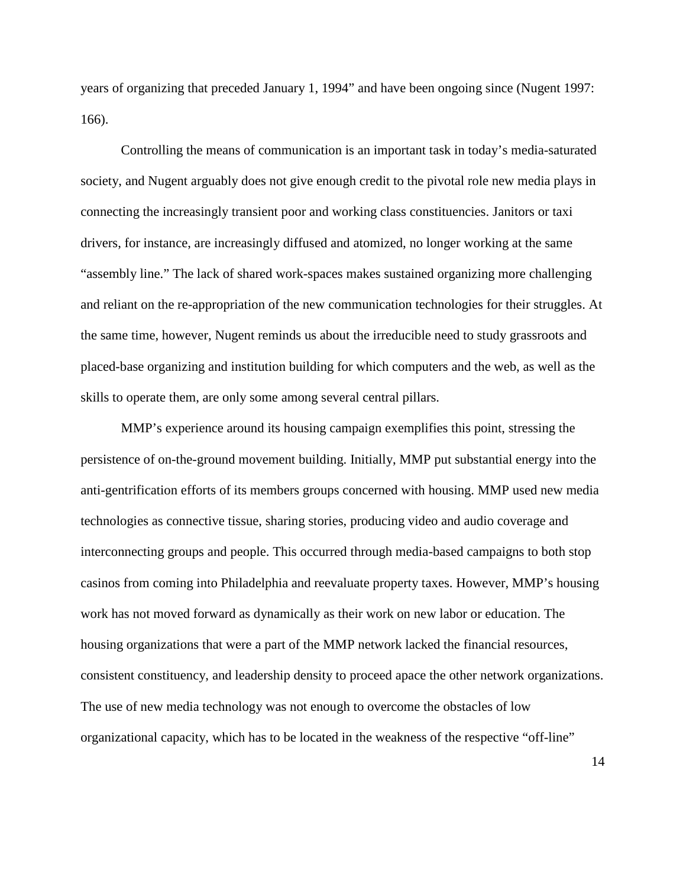years of organizing that preceded January 1, 1994" and have been ongoing since (Nugent 1997: 166).

Controlling the means of communication is an important task in today's media-saturated society, and Nugent arguably does not give enough credit to the pivotal role new media plays in connecting the increasingly transient poor and working class constituencies. Janitors or taxi drivers, for instance, are increasingly diffused and atomized, no longer working at the same "assembly line." The lack of shared work-spaces makes sustained organizing more challenging and reliant on the re-appropriation of the new communication technologies for their struggles. At the same time, however, Nugent reminds us about the irreducible need to study grassroots and placed-base organizing and institution building for which computers and the web, as well as the skills to operate them, are only some among several central pillars.

MMP's experience around its housing campaign exemplifies this point, stressing the persistence of on-the-ground movement building. Initially, MMP put substantial energy into the anti-gentrification efforts of its members groups concerned with housing. MMP used new media technologies as connective tissue, sharing stories, producing video and audio coverage and interconnecting groups and people. This occurred through media-based campaigns to both stop casinos from coming into Philadelphia and reevaluate property taxes. However, MMP's housing work has not moved forward as dynamically as their work on new labor or education. The housing organizations that were a part of the MMP network lacked the financial resources, consistent constituency, and leadership density to proceed apace the other network organizations. The use of new media technology was not enough to overcome the obstacles of low organizational capacity, which has to be located in the weakness of the respective "off-line"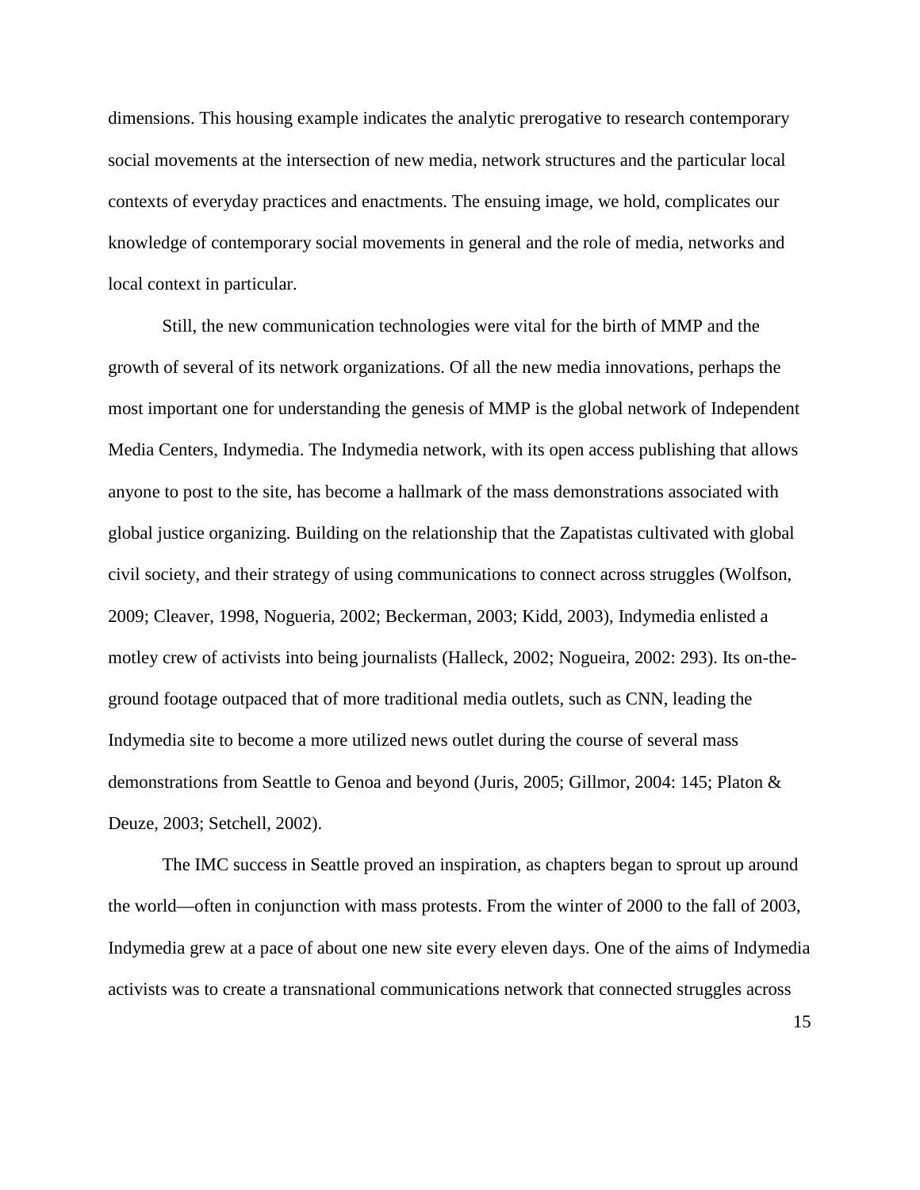dimensions. This housing example indicates the analytic prerogative to research contemporary social movements at the intersection of new media, network structures and the particular local contexts of everyday practices and enactments. The ensuing image, we hold, complicates our knowledge of contemporary social movements in general and the role of media, networks and local context in particular.

Still, the new communication technologies were vital for the birth of MMP and the growth of several of its network organizations. Of all the new media innovations, perhaps the most important one for understanding the genesis of MMP is the global network of Independent Media Centers, Indymedia. The Indymedia network, with its open access publishing that allows anyone to post to the site, has become a hallmark of the mass demonstrations associated with global justice organizing. Building on the relationship that the Zapatistas cultivated with global civil society, and their strategy of using communications to connect across struggles (Wolfson, 2009; Cleaver, 1998, Nogueria, 2002; Beckerman, 2003; Kidd, 2003), Indymedia enlisted a motley crew of activists into being journalists (Halleck, 2002; Nogueira, 2002: 293). Its on-the-ground footage outpaced that of more traditional media outlets, such as CNN, leading the Indymedia site to become a more utilized news outlet during the course of several mass demonstrations from Seattle to Genoa and beyond (Juris, 2005; Gillmor, 2004: 145; Platon & Deuze, 2003; Setchell, 2002).

The IMC success in Seattle proved an inspiration, as chapters began to sprout up around the world—often in conjunction with mass protests. From the winter of 2000 to the fall of 2003, Indymedia grew at a pace of about one new site every eleven days. One of the aims of Indymedia activists was to create a transnational communications network that connected struggles across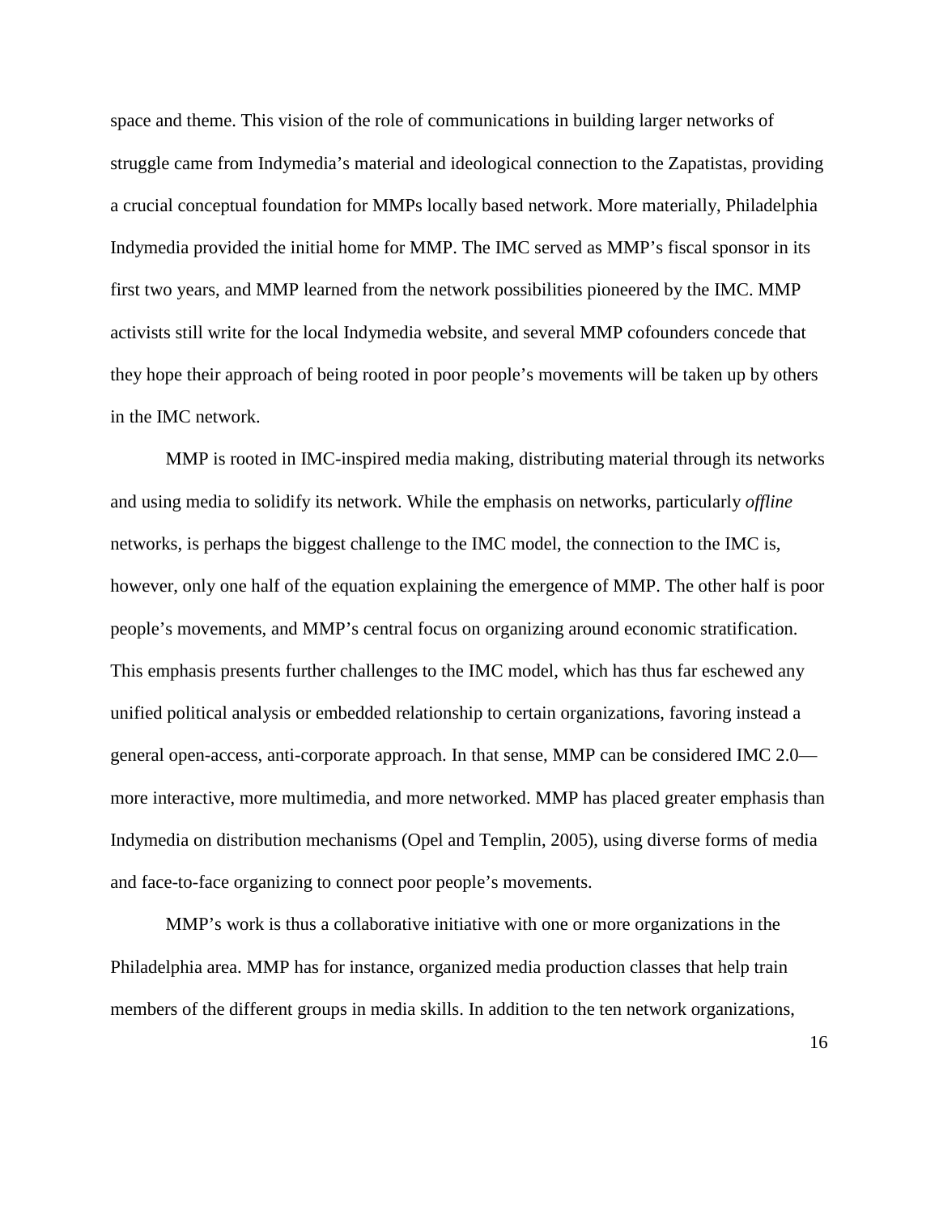space and theme. This vision of the role of communications in building larger networks of struggle came from Indymedia's material and ideological connection to the Zapatistas, providing a crucial conceptual foundation for MMPs locally based network. More materially, Philadelphia Indymedia provided the initial home for MMP. The IMC served as MMP's fiscal sponsor in its first two years, and MMP learned from the network possibilities pioneered by the IMC. MMP activists still write for the local Indymedia website, and several MMP cofounders concede that they hope their approach of being rooted in poor people's movements will be taken up by others in the IMC network.

MMP is rooted in IMC-inspired media making, distributing material through its networks and using media to solidify its network. While the emphasis on networks, particularly *offline* networks, is perhaps the biggest challenge to the IMC model, the connection to the IMC is, however, only one half of the equation explaining the emergence of MMP. The other half is poor people's movements, and MMP's central focus on organizing around economic stratification. This emphasis presents further challenges to the IMC model, which has thus far eschewed any unified political analysis or embedded relationship to certain organizations, favoring instead a general open-access, anti-corporate approach. In that sense, MMP can be considered IMC 2.0—more interactive, more multimedia, and more networked. MMP has placed greater emphasis than Indymedia on distribution mechanisms (Opel and Templin, 2005), using diverse forms of media and face-to-face organizing to connect poor people's movements.

MMP's work is thus a collaborative initiative with one or more organizations in the Philadelphia area. MMP has for instance, organized media production classes that help train members of the different groups in media skills. In addition to the ten network organizations,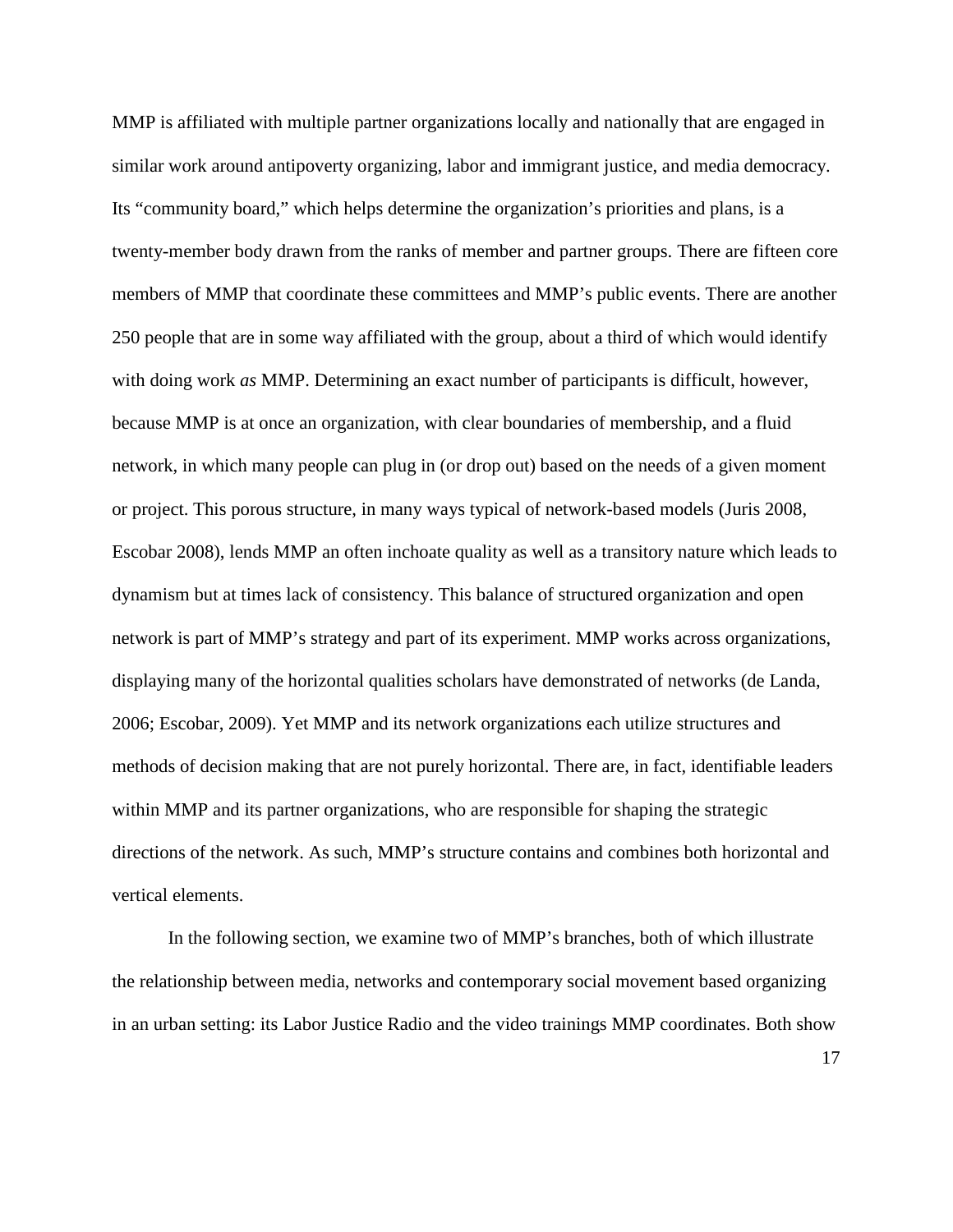MMP is affiliated with multiple partner organizations locally and nationally that are engaged in similar work around antipoverty organizing, labor and immigrant justice, and media democracy. Its "community board," which helps determine the organization's priorities and plans, is a twenty-member body drawn from the ranks of member and partner groups. There are fifteen core members of MMP that coordinate these committees and MMP's public events. There are another 250 people that are in some way affiliated with the group, about a third of which would identify with doing work *as* MMP. Determining an exact number of participants is difficult, however, because MMP is at once an organization, with clear boundaries of membership, and a fluid network, in which many people can plug in (or drop out) based on the needs of a given moment or project. This porous structure, in many ways typical of network-based models (Juris 2008, Escobar 2008), lends MMP an often inchoate quality as well as a transitory nature which leads to dynamism but at times lack of consistency. This balance of structured organization and open network is part of MMP's strategy and part of its experiment. MMP works across organizations, displaying many of the horizontal qualities scholars have demonstrated of networks (de Landa, 2006; Escobar, 2009). Yet MMP and its network organizations each utilize structures and methods of decision making that are not purely horizontal. There are, in fact, identifiable leaders within MMP and its partner organizations, who are responsible for shaping the strategic directions of the network. As such, MMP's structure contains and combines both horizontal and vertical elements.

In the following section, we examine two of MMP's branches, both of which illustrate the relationship between media, networks and contemporary social movement based organizing in an urban setting: its Labor Justice Radio and the video trainings MMP coordinates. Both show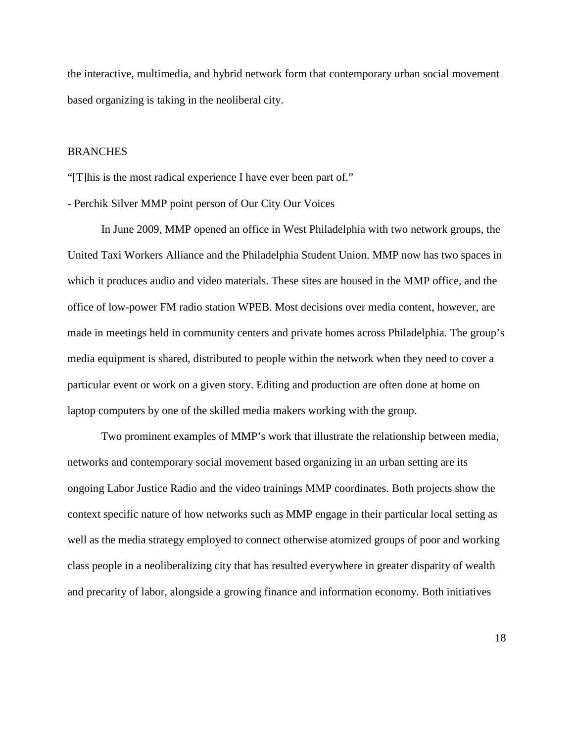the interactive, multimedia, and hybrid network form that contemporary urban social movement based organizing is taking in the neoliberal city.

## BRANCHES

"[T]his is the most radical experience I have ever been part of."

- Perchik Silver MMP point person of Our City Our Voices

In June 2009, MMP opened an office in West Philadelphia with two network groups, the United Taxi Workers Alliance and the Philadelphia Student Union. MMP now has two spaces in which it produces audio and video materials. These sites are housed in the MMP office, and the office of low-power FM radio station WPEB. Most decisions over media content, however, are made in meetings held in community centers and private homes across Philadelphia. The group's media equipment is shared, distributed to people within the network when they need to cover a particular event or work on a given story. Editing and production are often done at home on laptop computers by one of the skilled media makers working with the group.

Two prominent examples of MMP's work that illustrate the relationship between media, networks and contemporary social movement based organizing in an urban setting are its ongoing Labor Justice Radio and the video trainings MMP coordinates. Both projects show the context specific nature of how networks such as MMP engage in their particular local setting as well as the media strategy employed to connect otherwise atomized groups of poor and working class people in a neoliberalizing city that has resulted everywhere in greater disparity of wealth and precarity of labor, alongside a growing finance and information economy. Both initiatives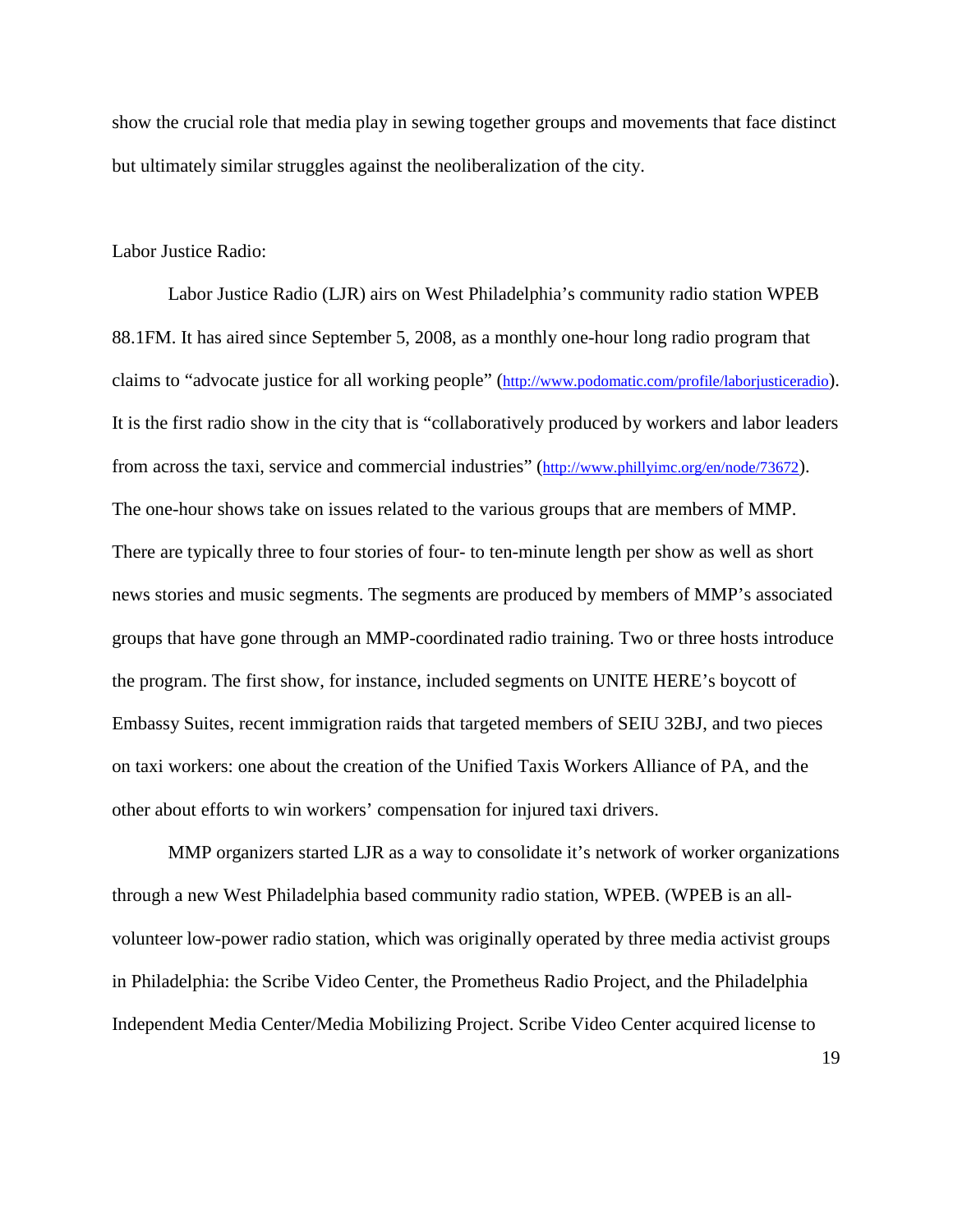show the crucial role that media play in sewing together groups and movements that face distinct but ultimately similar struggles against the neoliberalization of the city.

Labor Justice Radio:

Labor Justice Radio (LJR) airs on West Philadelphia's community radio station WPEB 88.1FM. It has aired since September 5, 2008, as a monthly one-hour long radio program that claims to "advocate justice for all working people" (http://www.podomatic.com/profile/laborjusticeradio). It is the first radio show in the city that is "collaboratively produced by workers and labor leaders from across the taxi, service and commercial industries" (http://www.phillyimc.org/en/node/73672). The one-hour shows take on issues related to the various groups that are members of MMP. There are typically three to four stories of four- to ten-minute length per show as well as short news stories and music segments. The segments are produced by members of MMP's associated groups that have gone through an MMP-coordinated radio training. Two or three hosts introduce the program. The first show, for instance, included segments on UNITE HERE's boycott of Embassy Suites, recent immigration raids that targeted members of SEIU 32BJ, and two pieces on taxi workers: one about the creation of the Unified Taxis Workers Alliance of PA, and the other about efforts to win workers' compensation for injured taxi drivers.

MMP organizers started LJR as a way to consolidate it's network of worker organizations through a new West Philadelphia based community radio station, WPEB. (WPEB is an all-volunteer low-power radio station, which was originally operated by three media activist groups in Philadelphia: the Scribe Video Center, the Prometheus Radio Project, and the Philadelphia Independent Media Center/Media Mobilizing Project. Scribe Video Center acquired license to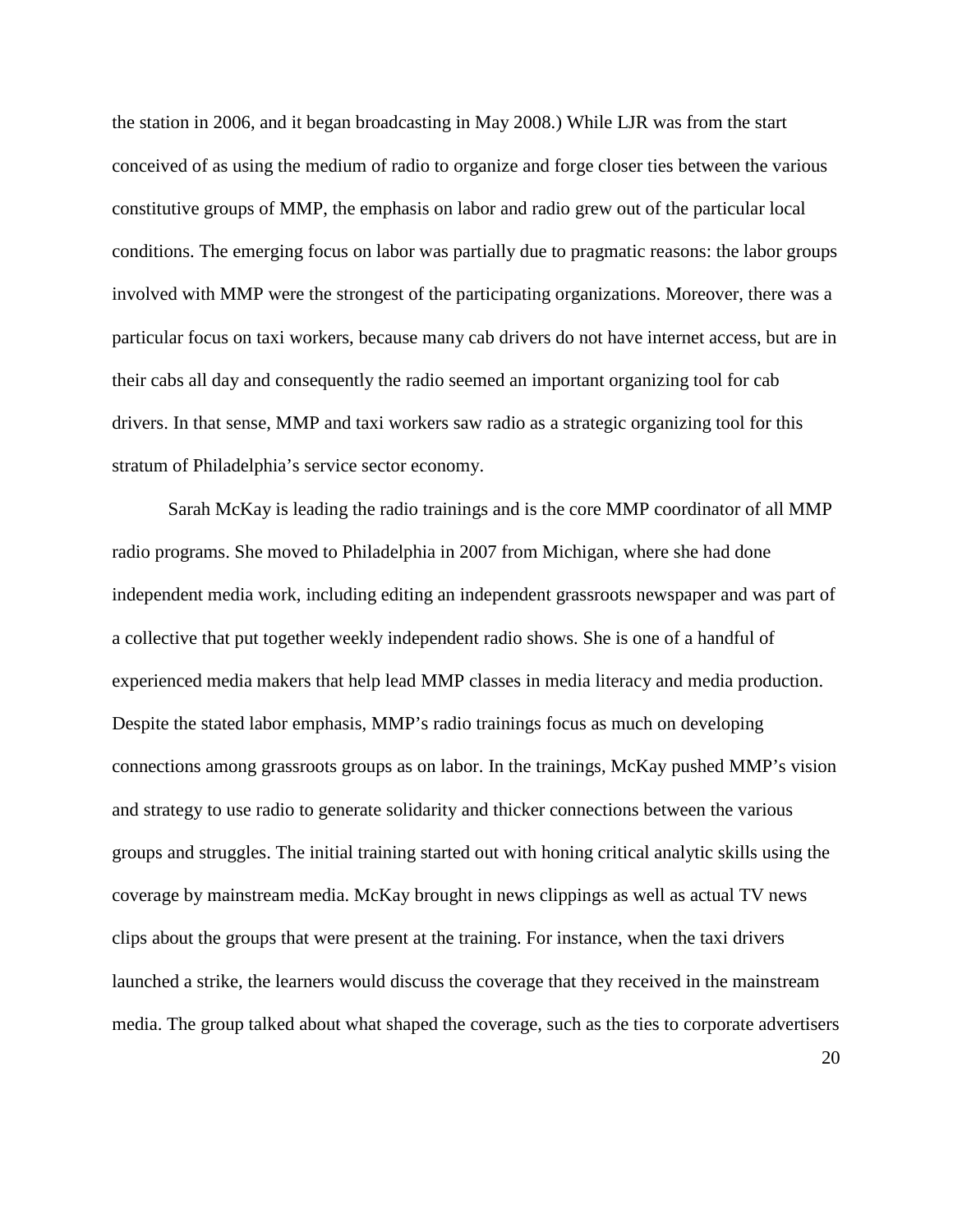the station in 2006, and it began broadcasting in May 2008.) While LJR was from the start conceived of as using the medium of radio to organize and forge closer ties between the various constitutive groups of MMP, the emphasis on labor and radio grew out of the particular local conditions. The emerging focus on labor was partially due to pragmatic reasons: the labor groups involved with MMP were the strongest of the participating organizations. Moreover, there was a particular focus on taxi workers, because many cab drivers do not have internet access, but are in their cabs all day and consequently the radio seemed an important organizing tool for cab drivers. In that sense, MMP and taxi workers saw radio as a strategic organizing tool for this stratum of Philadelphia's service sector economy.

Sarah McKay is leading the radio trainings and is the core MMP coordinator of all MMP radio programs. She moved to Philadelphia in 2007 from Michigan, where she had done independent media work, including editing an independent grassroots newspaper and was part of a collective that put together weekly independent radio shows. She is one of a handful of experienced media makers that help lead MMP classes in media literacy and media production. Despite the stated labor emphasis, MMP's radio trainings focus as much on developing connections among grassroots groups as on labor. In the trainings, McKay pushed MMP's vision and strategy to use radio to generate solidarity and thicker connections between the various groups and struggles. The initial training started out with honing critical analytic skills using the coverage by mainstream media. McKay brought in news clippings as well as actual TV news clips about the groups that were present at the training. For instance, when the taxi drivers launched a strike, the learners would discuss the coverage that they received in the mainstream media. The group talked about what shaped the coverage, such as the ties to corporate advertisers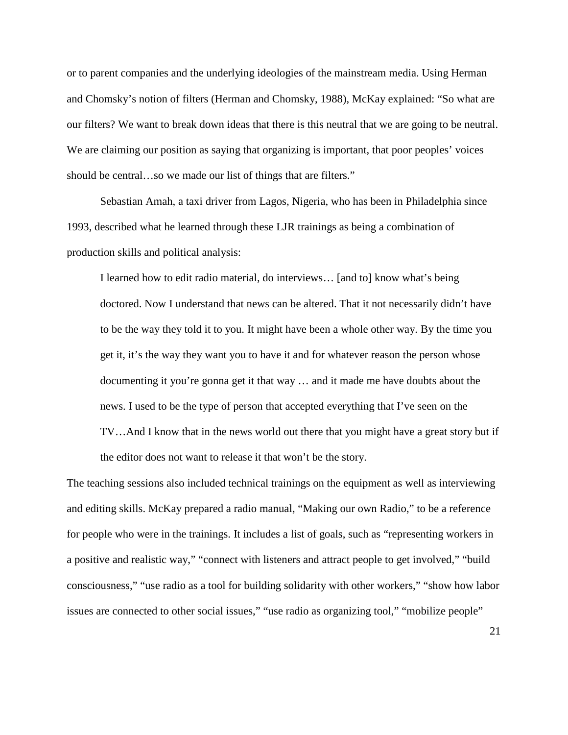or to parent companies and the underlying ideologies of the mainstream media. Using Herman and Chomsky's notion of filters (Herman and Chomsky, 1988), McKay explained: "So what are our filters? We want to break down ideas that there is this neutral that we are going to be neutral. We are claiming our position as saying that organizing is important, that poor peoples' voices should be central…so we made our list of things that are filters."

Sebastian Amah, a taxi driver from Lagos, Nigeria, who has been in Philadelphia since 1993, described what he learned through these LJR trainings as being a combination of production skills and political analysis:

> I learned how to edit radio material, do interviews… [and to] know what's being doctored. Now I understand that news can be altered. That it not necessarily didn't have to be the way they told it to you. It might have been a whole other way. By the time you get it, it's the way they want you to have it and for whatever reason the person whose documenting it you're gonna get it that way … and it made me have doubts about the news. I used to be the type of person that accepted everything that I've seen on the TV…And I know that in the news world out there that you might have a great story but if the editor does not want to release it that won't be the story.

The teaching sessions also included technical trainings on the equipment as well as interviewing and editing skills. McKay prepared a radio manual, "Making our own Radio," to be a reference for people who were in the trainings. It includes a list of goals, such as "representing workers in a positive and realistic way," "connect with listeners and attract people to get involved," "build consciousness," "use radio as a tool for building solidarity with other workers," "show how labor issues are connected to other social issues," "use radio as organizing tool," "mobilize people"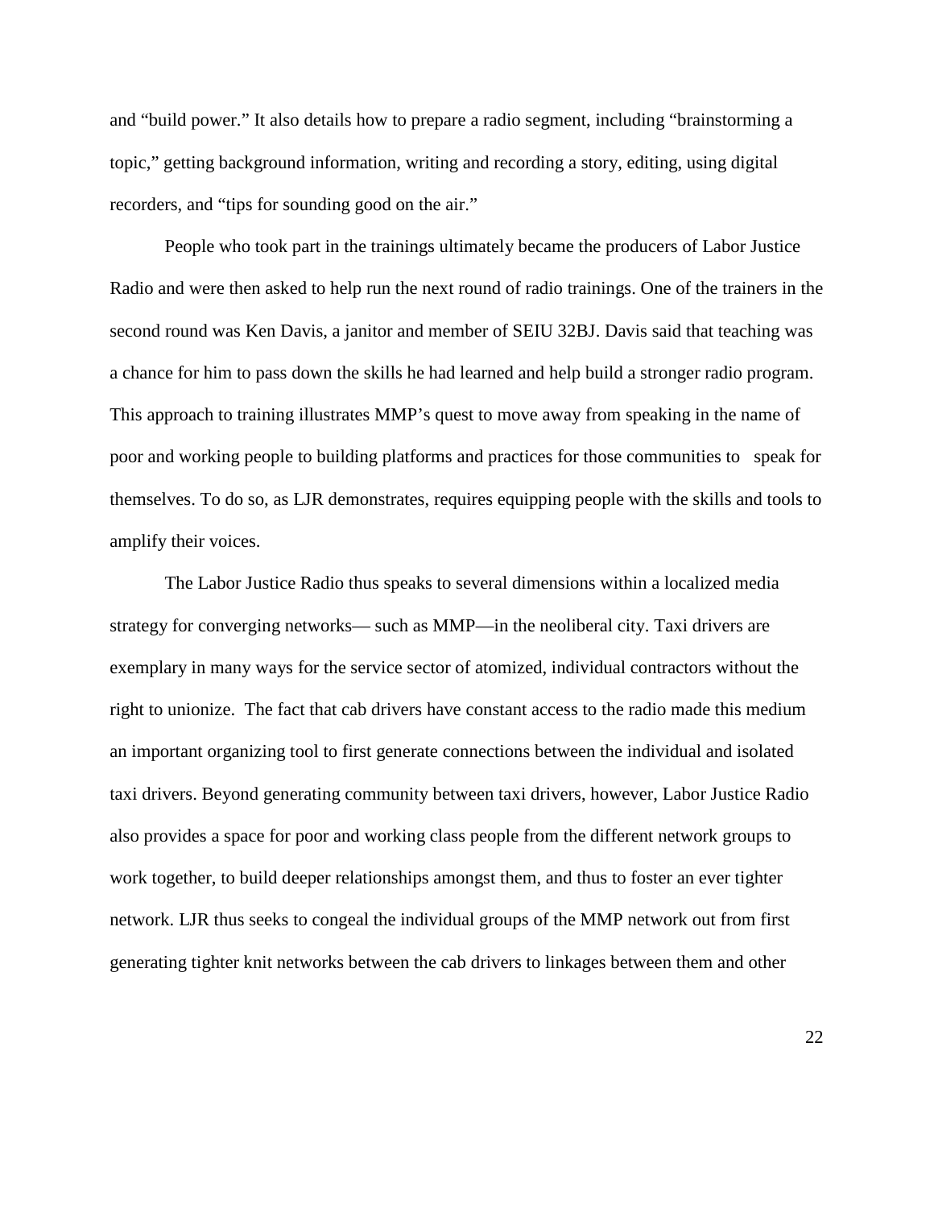and "build power." It also details how to prepare a radio segment, including "brainstorming a topic," getting background information, writing and recording a story, editing, using digital recorders, and "tips for sounding good on the air."

People who took part in the trainings ultimately became the producers of Labor Justice Radio and were then asked to help run the next round of radio trainings. One of the trainers in the second round was Ken Davis, a janitor and member of SEIU 32BJ. Davis said that teaching was a chance for him to pass down the skills he had learned and help build a stronger radio program. This approach to training illustrates MMP's quest to move away from speaking in the name of poor and working people to building platforms and practices for those communities to speak for themselves. To do so, as LJR demonstrates, requires equipping people with the skills and tools to amplify their voices.

The Labor Justice Radio thus speaks to several dimensions within a localized media strategy for converging networks— such as MMP—in the neoliberal city. Taxi drivers are exemplary in many ways for the service sector of atomized, individual contractors without the right to unionize. The fact that cab drivers have constant access to the radio made this medium an important organizing tool to first generate connections between the individual and isolated taxi drivers. Beyond generating community between taxi drivers, however, Labor Justice Radio also provides a space for poor and working class people from the different network groups to work together, to build deeper relationships amongst them, and thus to foster an ever tighter network. LJR thus seeks to congeal the individual groups of the MMP network out from first generating tighter knit networks between the cab drivers to linkages between them and other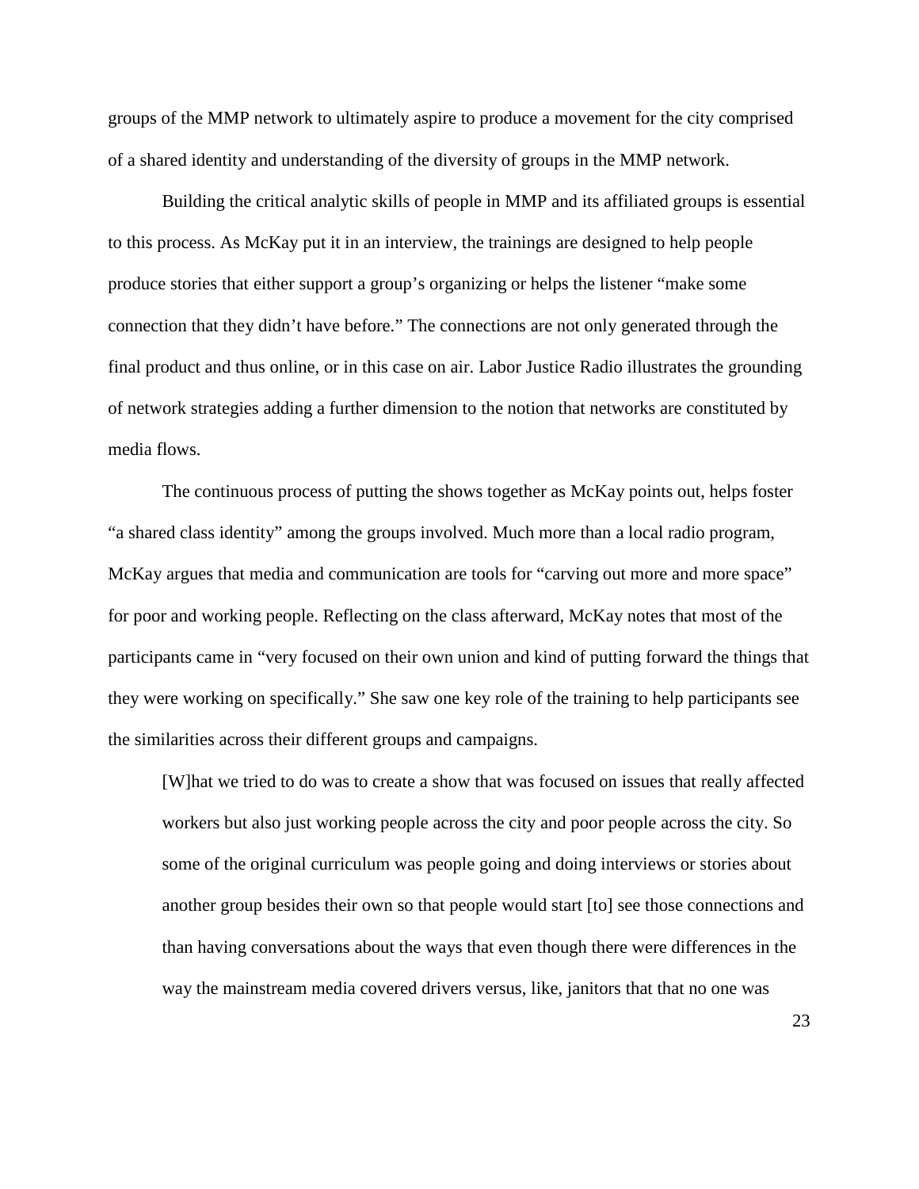groups of the MMP network to ultimately aspire to produce a movement for the city comprised of a shared identity and understanding of the diversity of groups in the MMP network.

Building the critical analytic skills of people in MMP and its affiliated groups is essential to this process. As McKay put it in an interview, the trainings are designed to help people produce stories that either support a group's organizing or helps the listener "make some connection that they didn't have before." The connections are not only generated through the final product and thus online, or in this case on air. Labor Justice Radio illustrates the grounding of network strategies adding a further dimension to the notion that networks are constituted by media flows.

The continuous process of putting the shows together as McKay points out, helps foster "a shared class identity" among the groups involved. Much more than a local radio program, McKay argues that media and communication are tools for "carving out more and more space" for poor and working people. Reflecting on the class afterward, McKay notes that most of the participants came in "very focused on their own union and kind of putting forward the things that they were working on specifically." She saw one key role of the training to help participants see the similarities across their different groups and campaigns.

> [W]hat we tried to do was to create a show that was focused on issues that really affected workers but also just working people across the city and poor people across the city. So some of the original curriculum was people going and doing interviews or stories about another group besides their own so that people would start [to] see those connections and than having conversations about the ways that even though there were differences in the way the mainstream media covered drivers versus, like, janitors that that no one was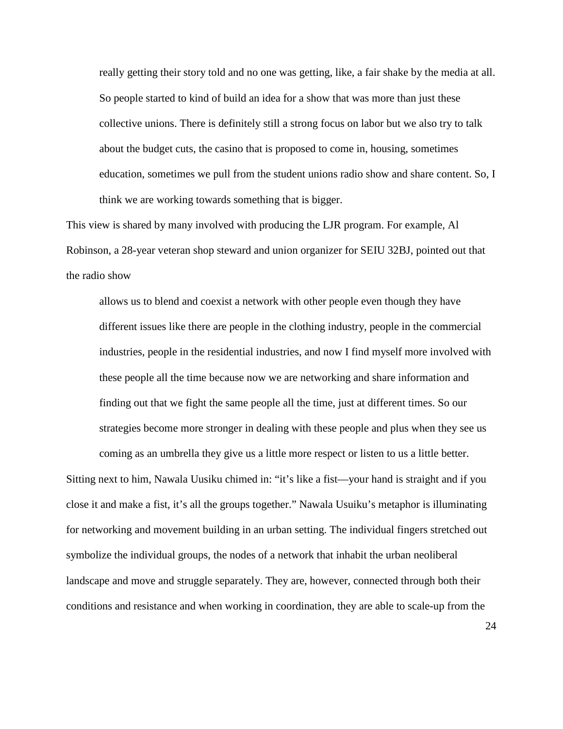> really getting their story told and no one was getting, like, a fair shake by the media at all. So people started to kind of build an idea for a show that was more than just these collective unions. There is definitely still a strong focus on labor but we also try to talk about the budget cuts, the casino that is proposed to come in, housing, sometimes education, sometimes we pull from the student unions radio show and share content. So, I think we are working towards something that is bigger.

This view is shared by many involved with producing the LJR program. For example, Al Robinson, a 28-year veteran shop steward and union organizer for SEIU 32BJ, pointed out that the radio show

> allows us to blend and coexist a network with other people even though they have different issues like there are people in the clothing industry, people in the commercial industries, people in the residential industries, and now I find myself more involved with these people all the time because now we are networking and share information and finding out that we fight the same people all the time, just at different times. So our strategies become more stronger in dealing with these people and plus when they see us coming as an umbrella they give us a little more respect or listen to us a little better.

Sitting next to him, Nawala Uusiku chimed in: "it's like a fist—your hand is straight and if you close it and make a fist, it's all the groups together." Nawala Usuiku's metaphor is illuminating for networking and movement building in an urban setting. The individual fingers stretched out symbolize the individual groups, the nodes of a network that inhabit the urban neoliberal landscape and move and struggle separately. They are, however, connected through both their conditions and resistance and when working in coordination, they are able to scale-up from the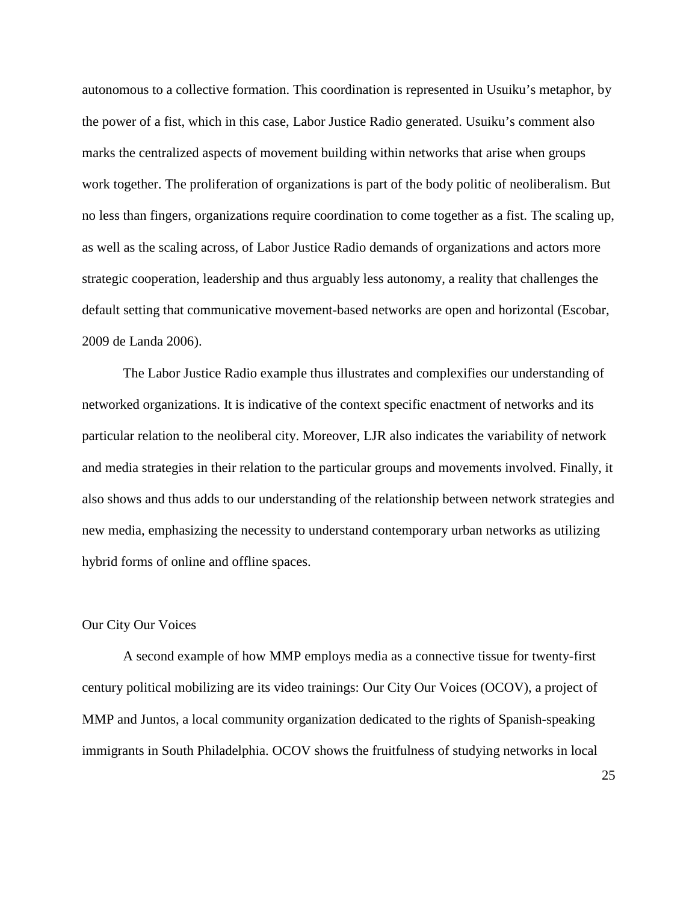autonomous to a collective formation. This coordination is represented in Usuiku's metaphor, by the power of a fist, which in this case, Labor Justice Radio generated. Usuiku's comment also marks the centralized aspects of movement building within networks that arise when groups work together. The proliferation of organizations is part of the body politic of neoliberalism. But no less than fingers, organizations require coordination to come together as a fist. The scaling up, as well as the scaling across, of Labor Justice Radio demands of organizations and actors more strategic cooperation, leadership and thus arguably less autonomy, a reality that challenges the default setting that communicative movement-based networks are open and horizontal (Escobar, 2009 de Landa 2006).

The Labor Justice Radio example thus illustrates and complexifies our understanding of networked organizations. It is indicative of the context specific enactment of networks and its particular relation to the neoliberal city. Moreover, LJR also indicates the variability of network and media strategies in their relation to the particular groups and movements involved. Finally, it also shows and thus adds to our understanding of the relationship between network strategies and new media, emphasizing the necessity to understand contemporary urban networks as utilizing hybrid forms of online and offline spaces.

## Our City Our Voices

A second example of how MMP employs media as a connective tissue for twenty-first century political mobilizing are its video trainings: Our City Our Voices (OCOV), a project of MMP and Juntos, a local community organization dedicated to the rights of Spanish-speaking immigrants in South Philadelphia. OCOV shows the fruitfulness of studying networks in local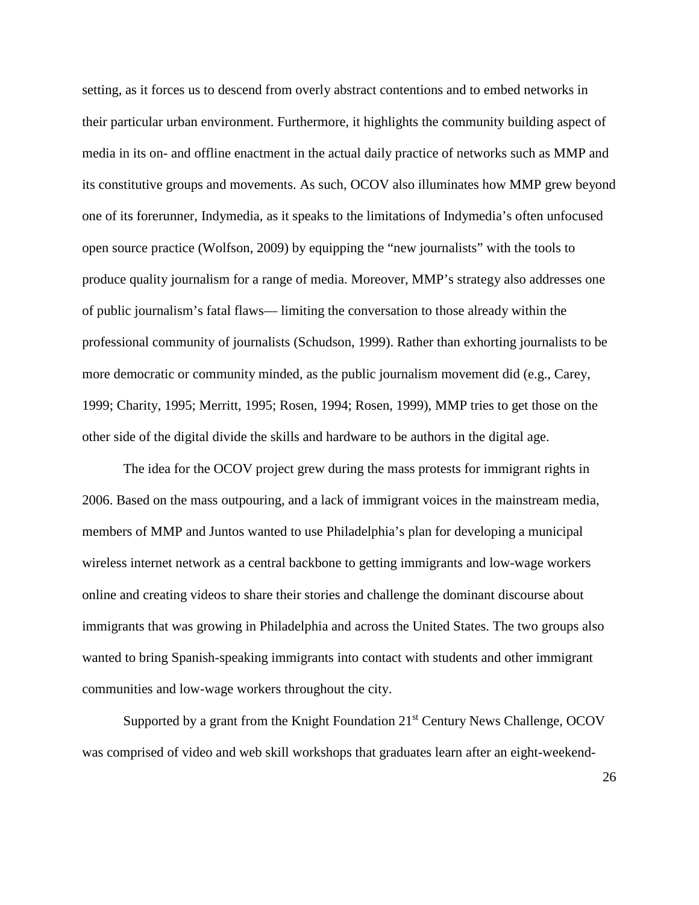setting, as it forces us to descend from overly abstract contentions and to embed networks in their particular urban environment. Furthermore, it highlights the community building aspect of media in its on- and offline enactment in the actual daily practice of networks such as MMP and its constitutive groups and movements. As such, OCOV also illuminates how MMP grew beyond one of its forerunner, Indymedia, as it speaks to the limitations of Indymedia's often unfocused open source practice (Wolfson, 2009) by equipping the "new journalists" with the tools to produce quality journalism for a range of media. Moreover, MMP's strategy also addresses one of public journalism's fatal flaws— limiting the conversation to those already within the professional community of journalists (Schudson, 1999). Rather than exhorting journalists to be more democratic or community minded, as the public journalism movement did (e.g., Carey, 1999; Charity, 1995; Merritt, 1995; Rosen, 1994; Rosen, 1999), MMP tries to get those on the other side of the digital divide the skills and hardware to be authors in the digital age.

The idea for the OCOV project grew during the mass protests for immigrant rights in 2006. Based on the mass outpouring, and a lack of immigrant voices in the mainstream media, members of MMP and Juntos wanted to use Philadelphia's plan for developing a municipal wireless internet network as a central backbone to getting immigrants and low-wage workers online and creating videos to share their stories and challenge the dominant discourse about immigrants that was growing in Philadelphia and across the United States. The two groups also wanted to bring Spanish-speaking immigrants into contact with students and other immigrant communities and low-wage workers throughout the city.

Supported by a grant from the Knight Foundation 21st Century News Challenge, OCOV was comprised of video and web skill workshops that graduates learn after an eight-weekend-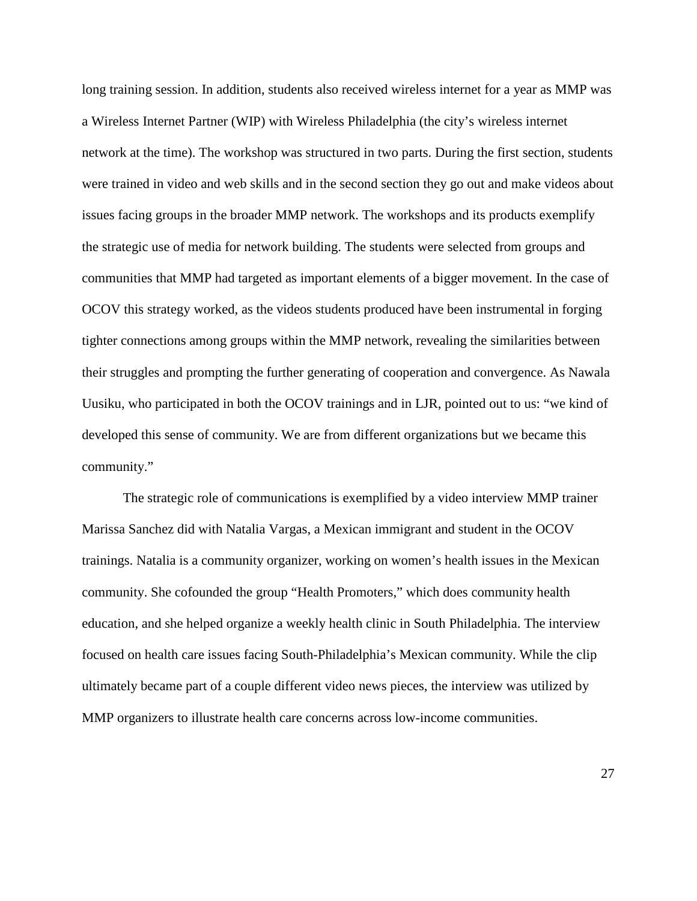long training session. In addition, students also received wireless internet for a year as MMP was a Wireless Internet Partner (WIP) with Wireless Philadelphia (the city's wireless internet network at the time). The workshop was structured in two parts. During the first section, students were trained in video and web skills and in the second section they go out and make videos about issues facing groups in the broader MMP network. The workshops and its products exemplify the strategic use of media for network building. The students were selected from groups and communities that MMP had targeted as important elements of a bigger movement. In the case of OCOV this strategy worked, as the videos students produced have been instrumental in forging tighter connections among groups within the MMP network, revealing the similarities between their struggles and prompting the further generating of cooperation and convergence. As Nawala Uusiku, who participated in both the OCOV trainings and in LJR, pointed out to us: "we kind of developed this sense of community. We are from different organizations but we became this community."

The strategic role of communications is exemplified by a video interview MMP trainer Marissa Sanchez did with Natalia Vargas, a Mexican immigrant and student in the OCOV trainings. Natalia is a community organizer, working on women's health issues in the Mexican community. She cofounded the group "Health Promoters," which does community health education, and she helped organize a weekly health clinic in South Philadelphia. The interview focused on health care issues facing South-Philadelphia's Mexican community. While the clip ultimately became part of a couple different video news pieces, the interview was utilized by MMP organizers to illustrate health care concerns across low-income communities.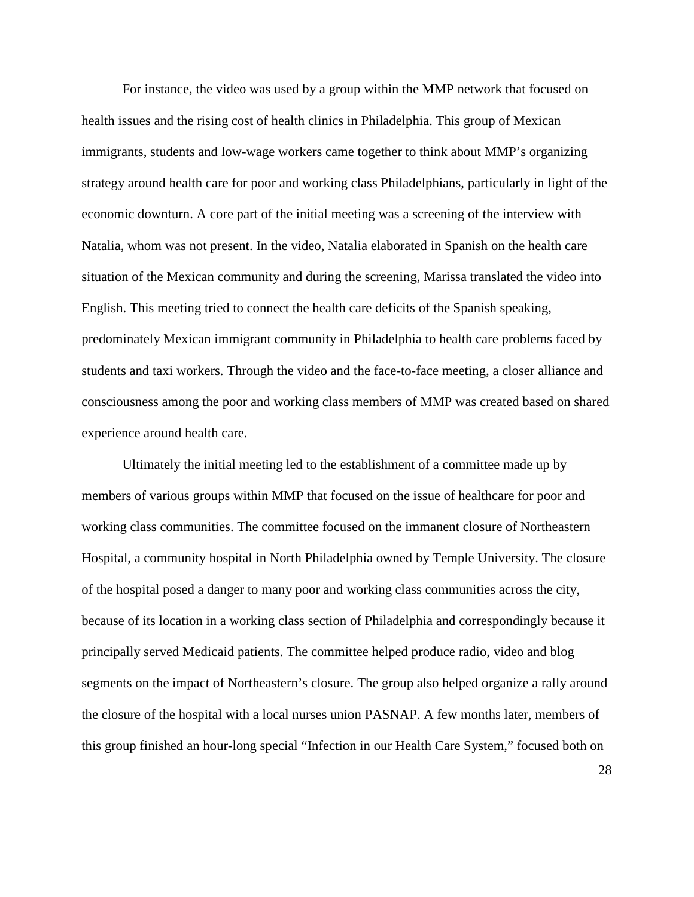For instance, the video was used by a group within the MMP network that focused on health issues and the rising cost of health clinics in Philadelphia. This group of Mexican immigrants, students and low-wage workers came together to think about MMP's organizing strategy around health care for poor and working class Philadelphians, particularly in light of the economic downturn. A core part of the initial meeting was a screening of the interview with Natalia, whom was not present. In the video, Natalia elaborated in Spanish on the health care situation of the Mexican community and during the screening, Marissa translated the video into English. This meeting tried to connect the health care deficits of the Spanish speaking, predominately Mexican immigrant community in Philadelphia to health care problems faced by students and taxi workers. Through the video and the face-to-face meeting, a closer alliance and consciousness among the poor and working class members of MMP was created based on shared experience around health care.

Ultimately the initial meeting led to the establishment of a committee made up by members of various groups within MMP that focused on the issue of healthcare for poor and working class communities. The committee focused on the immanent closure of Northeastern Hospital, a community hospital in North Philadelphia owned by Temple University. The closure of the hospital posed a danger to many poor and working class communities across the city, because of its location in a working class section of Philadelphia and correspondingly because it principally served Medicaid patients. The committee helped produce radio, video and blog segments on the impact of Northeastern's closure. The group also helped organize a rally around the closure of the hospital with a local nurses union PASNAP. A few months later, members of this group finished an hour-long special "Infection in our Health Care System," focused both on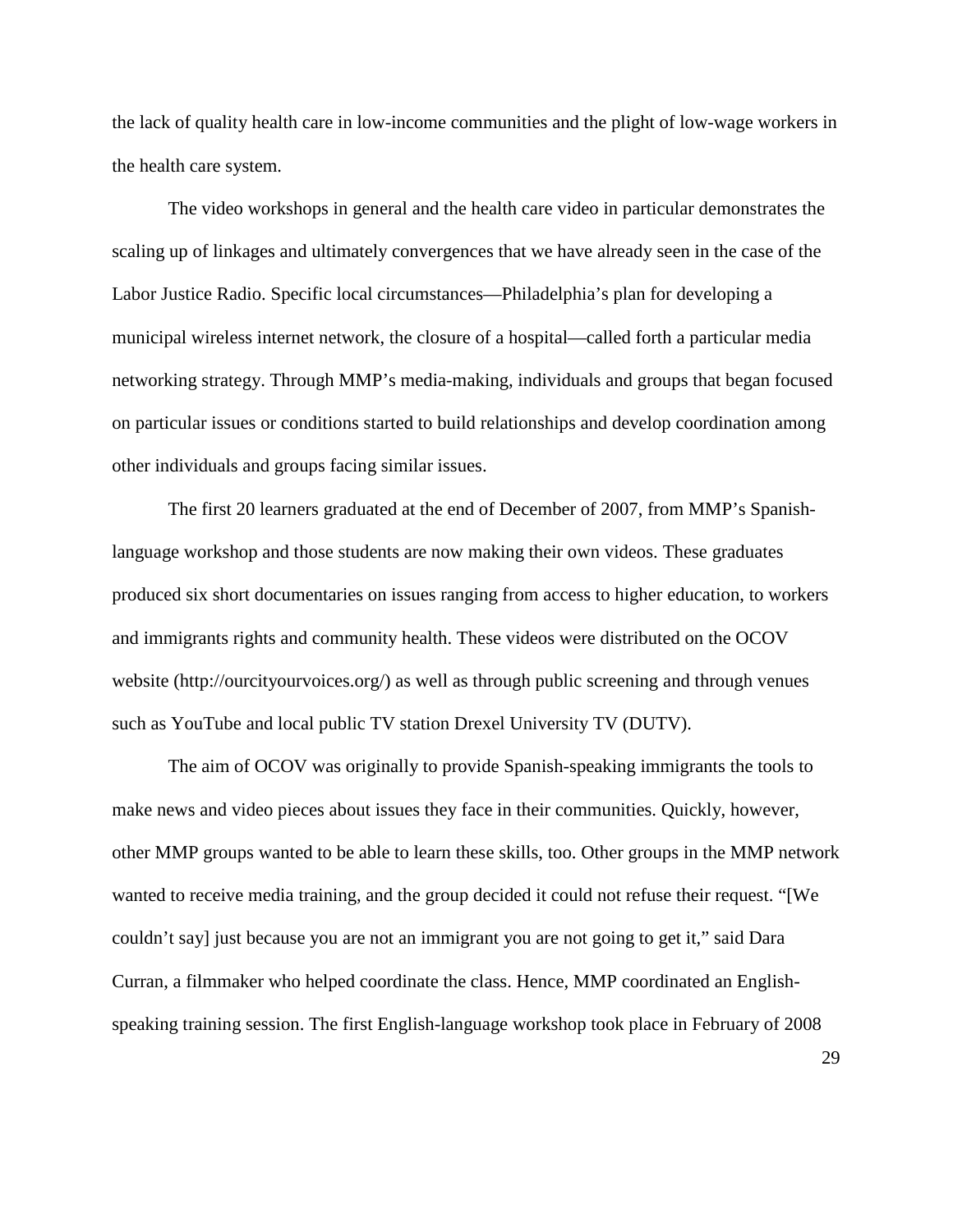the lack of quality health care in low-income communities and the plight of low-wage workers in the health care system.

The video workshops in general and the health care video in particular demonstrates the scaling up of linkages and ultimately convergences that we have already seen in the case of the Labor Justice Radio. Specific local circumstances—Philadelphia's plan for developing a municipal wireless internet network, the closure of a hospital—called forth a particular media networking strategy. Through MMP's media-making, individuals and groups that began focused on particular issues or conditions started to build relationships and develop coordination among other individuals and groups facing similar issues.

The first 20 learners graduated at the end of December of 2007, from MMP's Spanish-language workshop and those students are now making their own videos. These graduates produced six short documentaries on issues ranging from access to higher education, to workers and immigrants rights and community health. These videos were distributed on the OCOV website (http://ourcityourvoices.org/) as well as through public screening and through venues such as YouTube and local public TV station Drexel University TV (DUTV).

The aim of OCOV was originally to provide Spanish-speaking immigrants the tools to make news and video pieces about issues they face in their communities. Quickly, however, other MMP groups wanted to be able to learn these skills, too. Other groups in the MMP network wanted to receive media training, and the group decided it could not refuse their request. "[We couldn't say] just because you are not an immigrant you are not going to get it," said Dara Curran, a filmmaker who helped coordinate the class. Hence, MMP coordinated an English-speaking training session. The first English-language workshop took place in February of 2008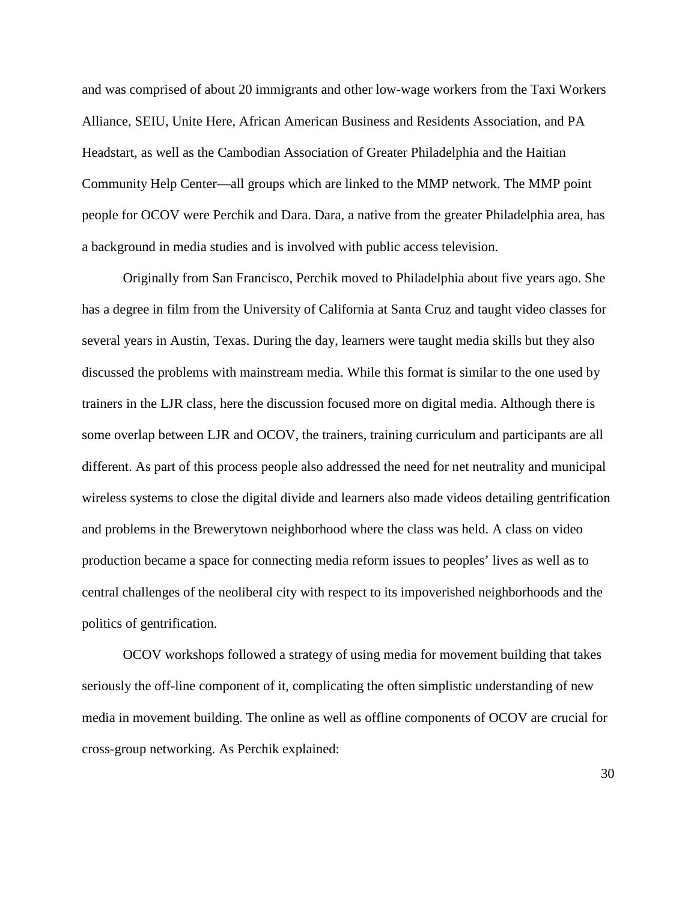and was comprised of about 20 immigrants and other low-wage workers from the Taxi Workers Alliance, SEIU, Unite Here, African American Business and Residents Association, and PA Headstart, as well as the Cambodian Association of Greater Philadelphia and the Haitian Community Help Center—all groups which are linked to the MMP network. The MMP point people for OCOV were Perchik and Dara. Dara, a native from the greater Philadelphia area, has a background in media studies and is involved with public access television.

Originally from San Francisco, Perchik moved to Philadelphia about five years ago. She has a degree in film from the University of California at Santa Cruz and taught video classes for several years in Austin, Texas. During the day, learners were taught media skills but they also discussed the problems with mainstream media. While this format is similar to the one used by trainers in the LJR class, here the discussion focused more on digital media. Although there is some overlap between LJR and OCOV, the trainers, training curriculum and participants are all different. As part of this process people also addressed the need for net neutrality and municipal wireless systems to close the digital divide and learners also made videos detailing gentrification and problems in the Brewerytown neighborhood where the class was held. A class on video production became a space for connecting media reform issues to peoples' lives as well as to central challenges of the neoliberal city with respect to its impoverished neighborhoods and the politics of gentrification.

OCOV workshops followed a strategy of using media for movement building that takes seriously the off-line component of it, complicating the often simplistic understanding of new media in movement building. The online as well as offline components of OCOV are crucial for cross-group networking. As Perchik explained: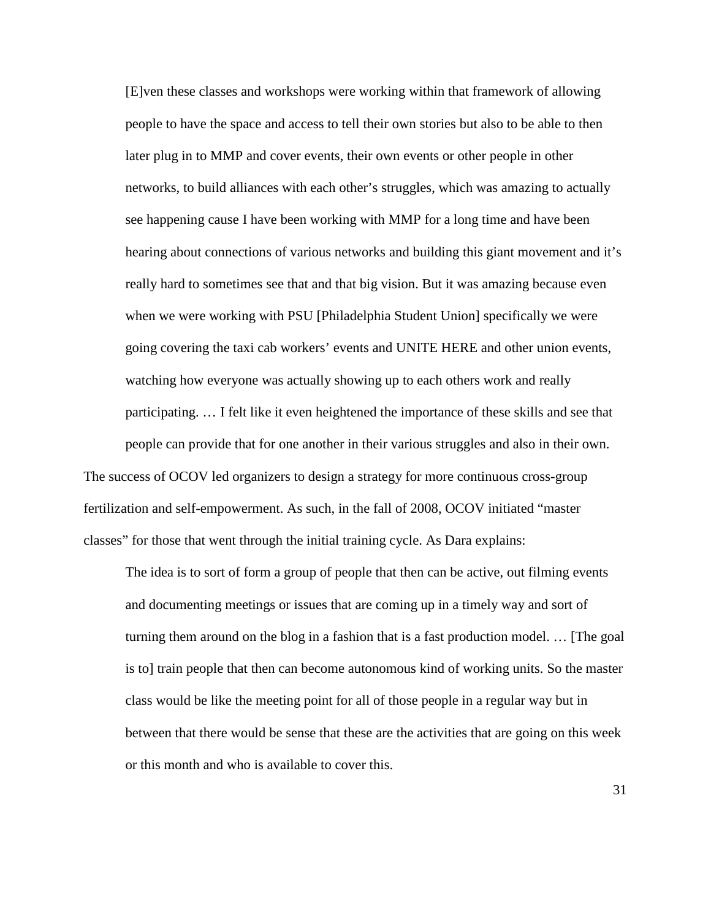> [E]ven these classes and workshops were working within that framework of allowing people to have the space and access to tell their own stories but also to be able to then later plug in to MMP and cover events, their own events or other people in other networks, to build alliances with each other's struggles, which was amazing to actually see happening cause I have been working with MMP for a long time and have been hearing about connections of various networks and building this giant movement and it's really hard to sometimes see that and that big vision. But it was amazing because even when we were working with PSU [Philadelphia Student Union] specifically we were going covering the taxi cab workers' events and UNITE HERE and other union events, watching how everyone was actually showing up to each others work and really participating. … I felt like it even heightened the importance of these skills and see that people can provide that for one another in their various struggles and also in their own.

The success of OCOV led organizers to design a strategy for more continuous cross-group fertilization and self-empowerment. As such, in the fall of 2008, OCOV initiated "master classes" for those that went through the initial training cycle. As Dara explains:

> The idea is to sort of form a group of people that then can be active, out filming events and documenting meetings or issues that are coming up in a timely way and sort of turning them around on the blog in a fashion that is a fast production model. … [The goal is to] train people that then can become autonomous kind of working units. So the master class would be like the meeting point for all of those people in a regular way but in between that there would be sense that these are the activities that are going on this week or this month and who is available to cover this.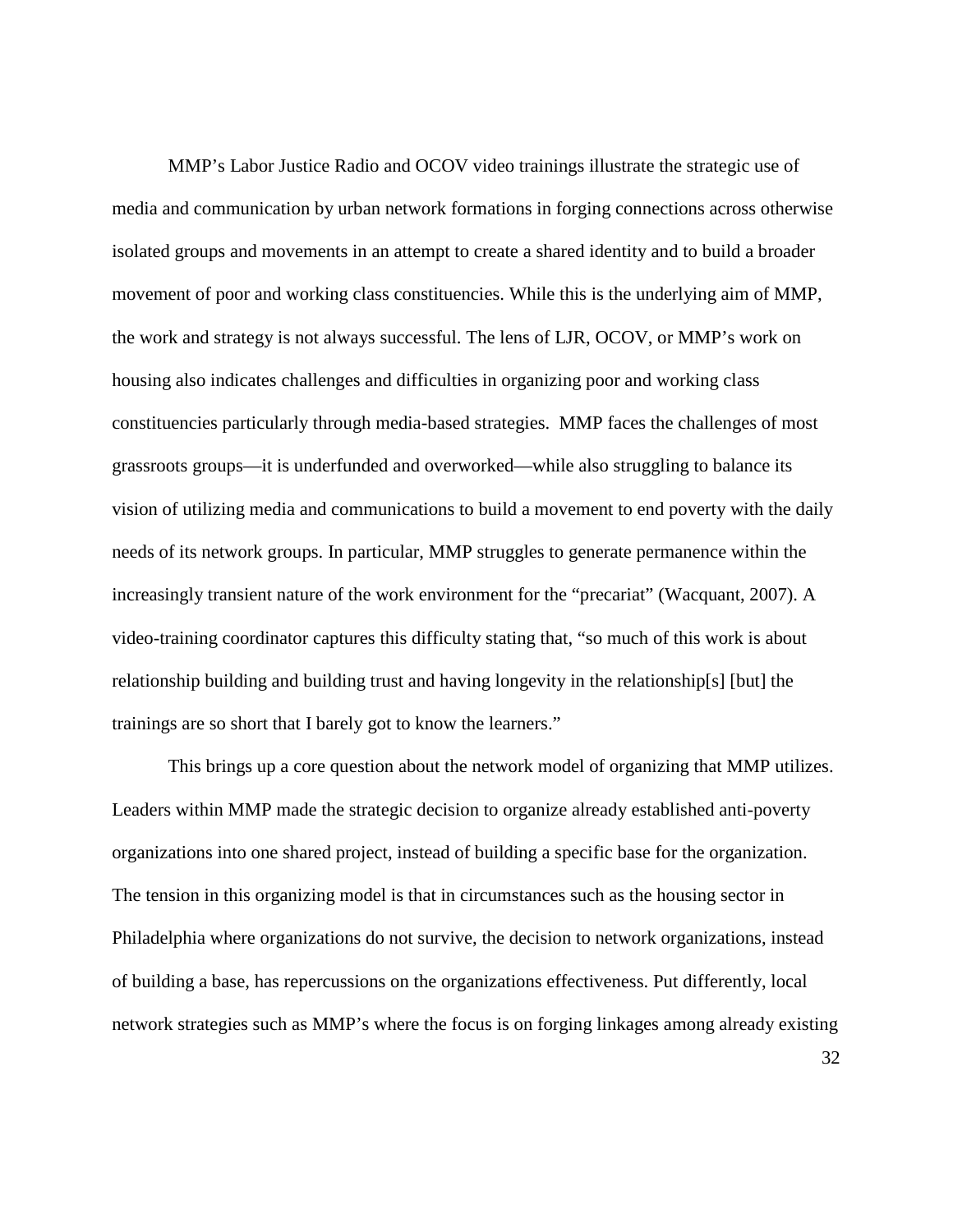MMP's Labor Justice Radio and OCOV video trainings illustrate the strategic use of media and communication by urban network formations in forging connections across otherwise isolated groups and movements in an attempt to create a shared identity and to build a broader movement of poor and working class constituencies. While this is the underlying aim of MMP, the work and strategy is not always successful. The lens of LJR, OCOV, or MMP's work on housing also indicates challenges and difficulties in organizing poor and working class constituencies particularly through media-based strategies. MMP faces the challenges of most grassroots groups—it is underfunded and overworked—while also struggling to balance its vision of utilizing media and communications to build a movement to end poverty with the daily needs of its network groups. In particular, MMP struggles to generate permanence within the increasingly transient nature of the work environment for the "precariat" (Wacquant, 2007). A video-training coordinator captures this difficulty stating that, "so much of this work is about relationship building and building trust and having longevity in the relationship[s] [but] the trainings are so short that I barely got to know the learners."

This brings up a core question about the network model of organizing that MMP utilizes. Leaders within MMP made the strategic decision to organize already established anti-poverty organizations into one shared project, instead of building a specific base for the organization. The tension in this organizing model is that in circumstances such as the housing sector in Philadelphia where organizations do not survive, the decision to network organizations, instead of building a base, has repercussions on the organizations effectiveness. Put differently, local network strategies such as MMP's where the focus is on forging linkages among already existing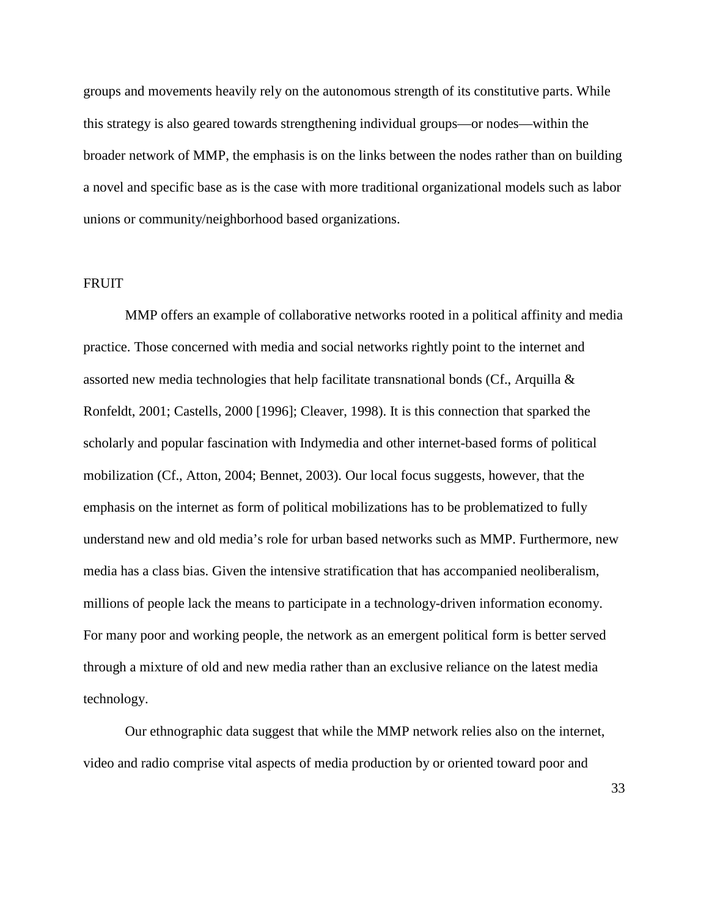groups and movements heavily rely on the autonomous strength of its constitutive parts. While this strategy is also geared towards strengthening individual groups—or nodes—within the broader network of MMP, the emphasis is on the links between the nodes rather than on building a novel and specific base as is the case with more traditional organizational models such as labor unions or community/neighborhood based organizations.

## FRUIT

MMP offers an example of collaborative networks rooted in a political affinity and media practice. Those concerned with media and social networks rightly point to the internet and assorted new media technologies that help facilitate transnational bonds (Cf., Arquilla & Ronfeldt, 2001; Castells, 2000 [1996]; Cleaver, 1998). It is this connection that sparked the scholarly and popular fascination with Indymedia and other internet-based forms of political mobilization (Cf., Atton, 2004; Bennet, 2003). Our local focus suggests, however, that the emphasis on the internet as form of political mobilizations has to be problematized to fully understand new and old media's role for urban based networks such as MMP. Furthermore, new media has a class bias. Given the intensive stratification that has accompanied neoliberalism, millions of people lack the means to participate in a technology-driven information economy. For many poor and working people, the network as an emergent political form is better served through a mixture of old and new media rather than an exclusive reliance on the latest media technology.

Our ethnographic data suggest that while the MMP network relies also on the internet, video and radio comprise vital aspects of media production by or oriented toward poor and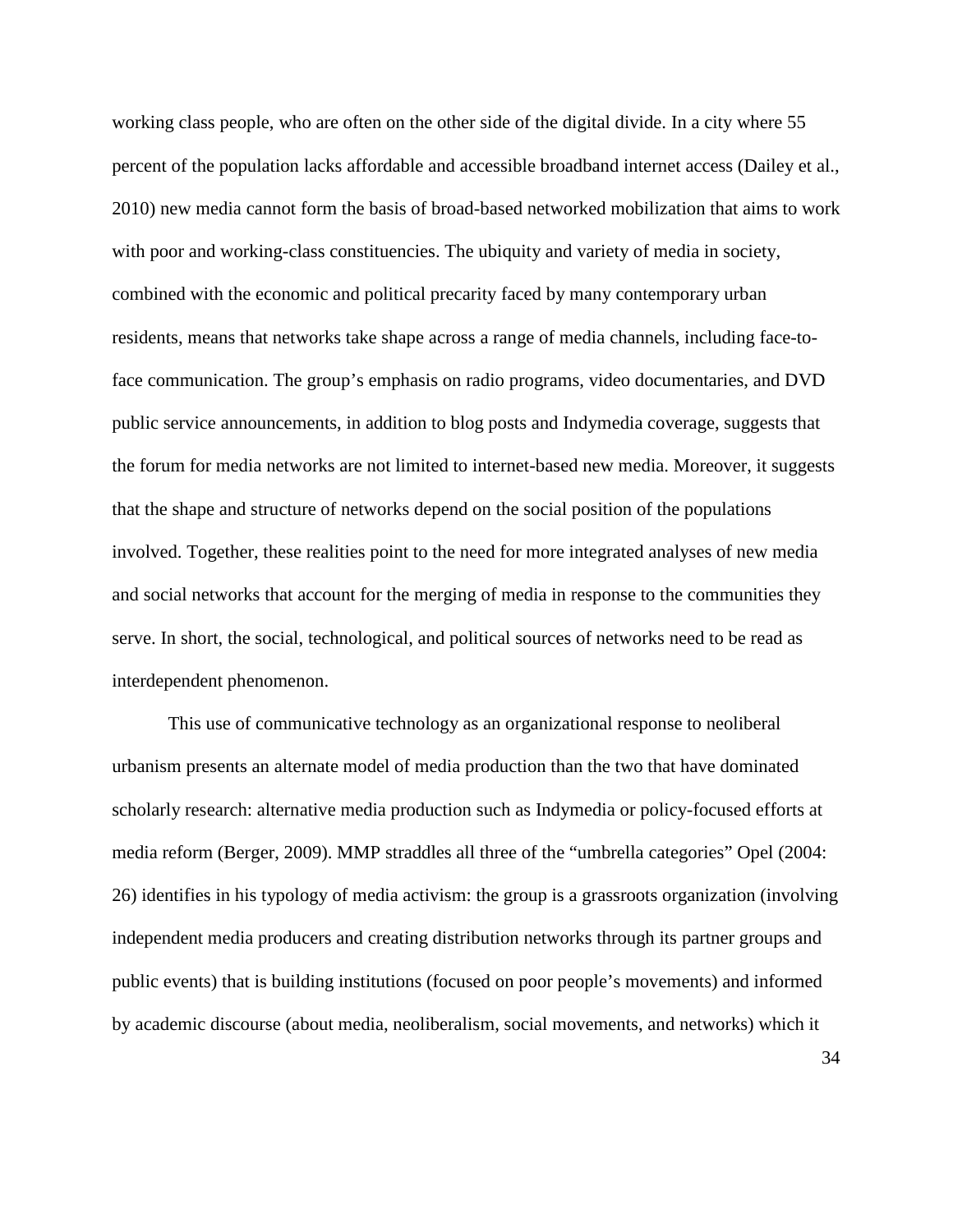working class people, who are often on the other side of the digital divide. In a city where 55 percent of the population lacks affordable and accessible broadband internet access (Dailey et al., 2010) new media cannot form the basis of broad-based networked mobilization that aims to work with poor and working-class constituencies. The ubiquity and variety of media in society, combined with the economic and political precarity faced by many contemporary urban residents, means that networks take shape across a range of media channels, including face-to-face communication. The group's emphasis on radio programs, video documentaries, and DVD public service announcements, in addition to blog posts and Indymedia coverage, suggests that the forum for media networks are not limited to internet-based new media. Moreover, it suggests that the shape and structure of networks depend on the social position of the populations involved. Together, these realities point to the need for more integrated analyses of new media and social networks that account for the merging of media in response to the communities they serve. In short, the social, technological, and political sources of networks need to be read as interdependent phenomenon.

This use of communicative technology as an organizational response to neoliberal urbanism presents an alternate model of media production than the two that have dominated scholarly research: alternative media production such as Indymedia or policy-focused efforts at media reform (Berger, 2009). MMP straddles all three of the "umbrella categories" Opel (2004: 26) identifies in his typology of media activism: the group is a grassroots organization (involving independent media producers and creating distribution networks through its partner groups and public events) that is building institutions (focused on poor people's movements) and informed by academic discourse (about media, neoliberalism, social movements, and networks) which it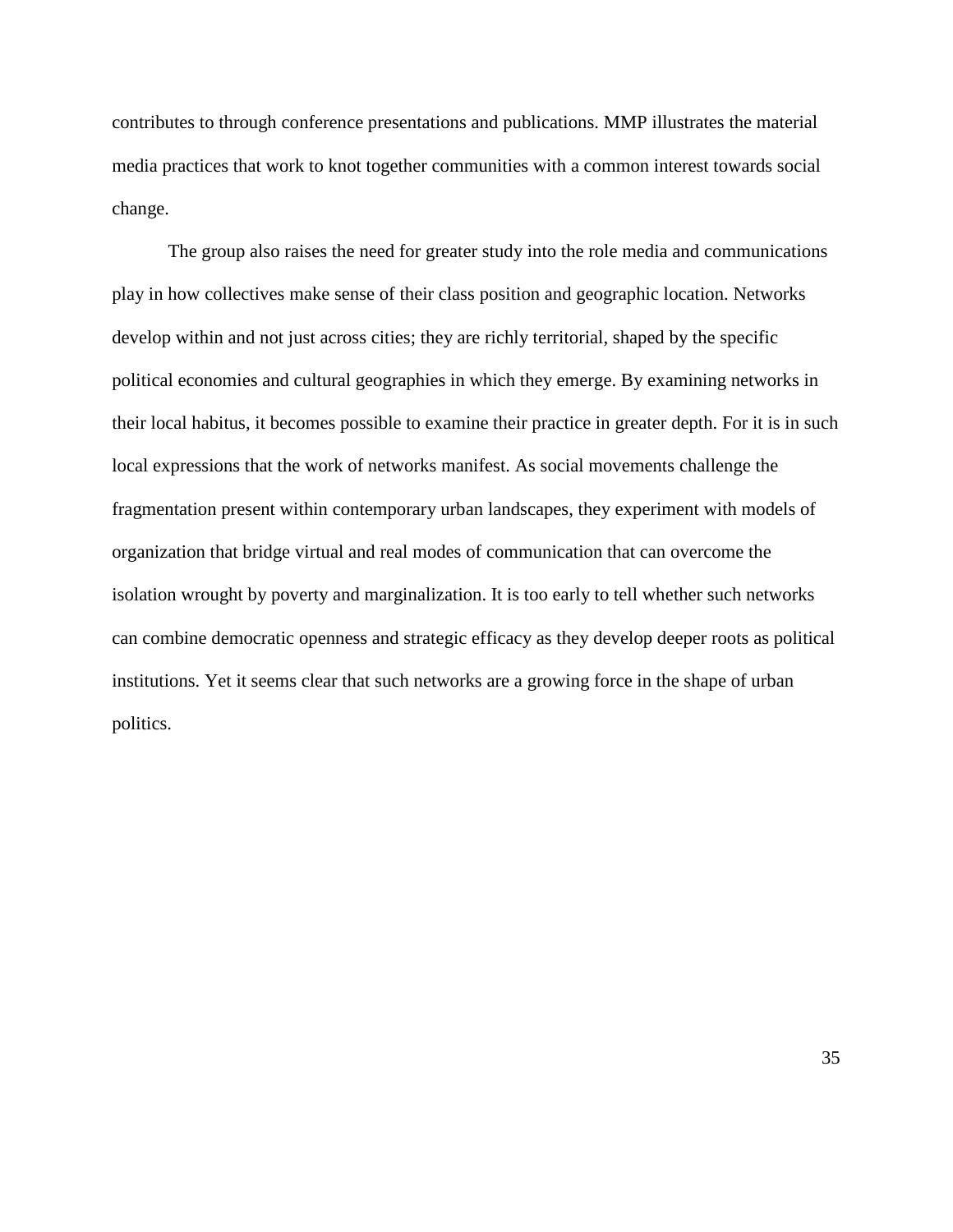contributes to through conference presentations and publications. MMP illustrates the material media practices that work to knot together communities with a common interest towards social change.

The group also raises the need for greater study into the role media and communications play in how collectives make sense of their class position and geographic location. Networks develop within and not just across cities; they are richly territorial, shaped by the specific political economies and cultural geographies in which they emerge. By examining networks in their local habitus, it becomes possible to examine their practice in greater depth. For it is in such local expressions that the work of networks manifest. As social movements challenge the fragmentation present within contemporary urban landscapes, they experiment with models of organization that bridge virtual and real modes of communication that can overcome the isolation wrought by poverty and marginalization. It is too early to tell whether such networks can combine democratic openness and strategic efficacy as they develop deeper roots as political institutions. Yet it seems clear that such networks are a growing force in the shape of urban politics.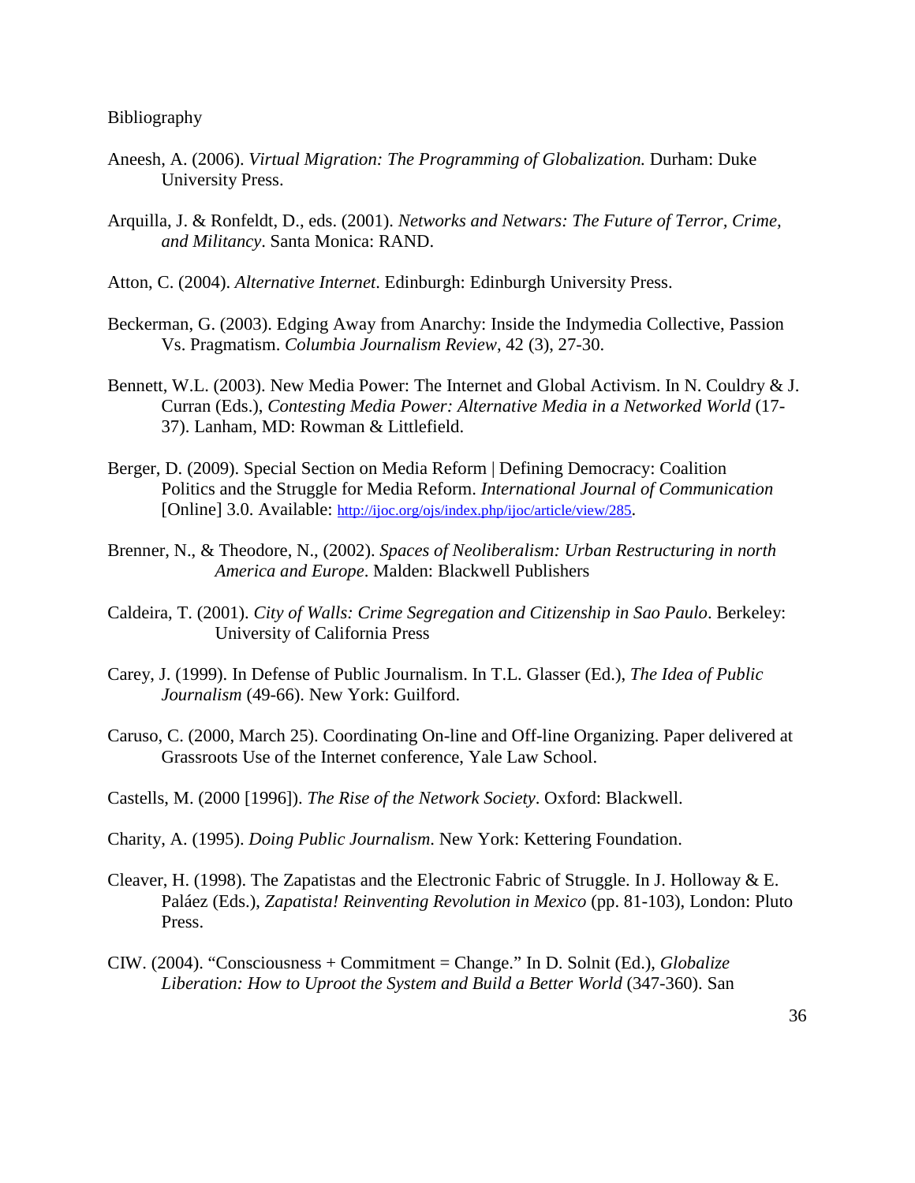Bibliography

Aneesh, A. (2006). *Virtual Migration: The Programming of Globalization.* Durham: Duke University Press.

Arquilla, J. & Ronfeldt, D., eds. (2001). *Networks and Netwars: The Future of Terror, Crime, and Militancy*. Santa Monica: RAND.

Atton, C. (2004). *Alternative Internet*. Edinburgh: Edinburgh University Press.

Beckerman, G. (2003). Edging Away from Anarchy: Inside the Indymedia Collective, Passion Vs. Pragmatism. *Columbia Journalism Review*, 42 (3), 27-30.

Bennett, W.L. (2003). New Media Power: The Internet and Global Activism. In N. Couldry & J. Curran (Eds.), *Contesting Media Power: Alternative Media in a Networked World* (17-37). Lanham, MD: Rowman & Littlefield.

Berger, D. (2009). Special Section on Media Reform | Defining Democracy: Coalition Politics and the Struggle for Media Reform. *International Journal of Communication* [Online] 3.0. Available: http://ijoc.org/ojs/index.php/ijoc/article/view/285.

Brenner, N., & Theodore, N., (2002). *Spaces of Neoliberalism: Urban Restructuring in north America and Europe*. Malden: Blackwell Publishers

Caldeira, T. (2001). *City of Walls: Crime Segregation and Citizenship in Sao Paulo*. Berkeley: University of California Press

Carey, J. (1999). In Defense of Public Journalism. In T.L. Glasser (Ed.), *The Idea of Public Journalism* (49-66). New York: Guilford.

Caruso, C. (2000, March 25). Coordinating On-line and Off-line Organizing. Paper delivered at Grassroots Use of the Internet conference, Yale Law School.

Castells, M. (2000 [1996]). *The Rise of the Network Society*. Oxford: Blackwell.

Charity, A. (1995). *Doing Public Journalism*. New York: Kettering Foundation.

Cleaver, H. (1998). The Zapatistas and the Electronic Fabric of Struggle. In J. Holloway & E. Paláez (Eds.), *Zapatista! Reinventing Revolution in Mexico* (pp. 81-103), London: Pluto Press.

CIW. (2004). "Consciousness + Commitment = Change." In D. Solnit (Ed.), *Globalize Liberation: How to Uproot the System and Build a Better World* (347-360). San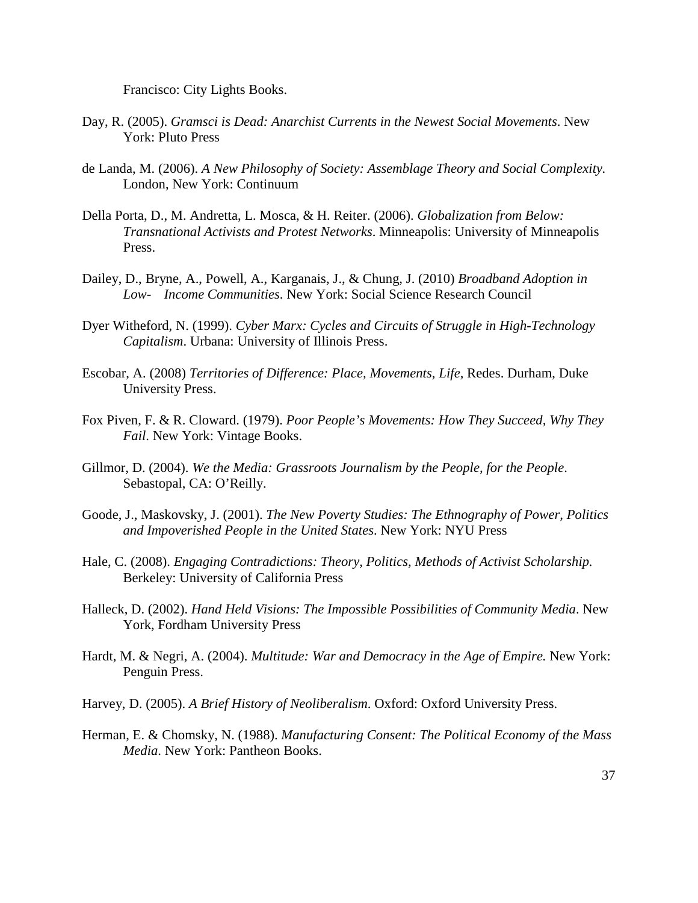Francisco: City Lights Books.

Day, R. (2005). *Gramsci is Dead: Anarchist Currents in the Newest Social Movements*. New York: Pluto Press

de Landa, M. (2006). *A New Philosophy of Society: Assemblage Theory and Social Complexity.* London, New York: Continuum

Della Porta, D., M. Andretta, L. Mosca, & H. Reiter. (2006). *Globalization from Below: Transnational Activists and Protest Networks*. Minneapolis: University of Minneapolis Press.

Dailey, D., Bryne, A., Powell, A., Karganais, J., & Chung, J. (2010) *Broadband Adoption in Low- Income Communities*. New York: Social Science Research Council

Dyer Witheford, N. (1999). *Cyber Marx: Cycles and Circuits of Struggle in High-Technology Capitalism*. Urbana: University of Illinois Press.

Escobar, A. (2008) *Territories of Difference: Place, Movements, Life,* Redes. Durham, Duke University Press.

Fox Piven, F. & R. Cloward. (1979). *Poor People's Movements: How They Succeed, Why They Fail*. New York: Vintage Books.

Gillmor, D. (2004). *We the Media: Grassroots Journalism by the People, for the People*. Sebastopal, CA: O'Reilly.

Goode, J., Maskovsky, J. (2001). *The New Poverty Studies: The Ethnography of Power, Politics and Impoverished People in the United States*. New York: NYU Press

Hale, C. (2008). *Engaging Contradictions: Theory, Politics, Methods of Activist Scholarship.* Berkeley: University of California Press

Halleck, D. (2002). *Hand Held Visions: The Impossible Possibilities of Community Media*. New York, Fordham University Press

Hardt, M. & Negri, A. (2004). *Multitude: War and Democracy in the Age of Empire.* New York: Penguin Press.

Harvey, D. (2005). *A Brief History of Neoliberalism*. Oxford: Oxford University Press.

Herman, E. & Chomsky, N. (1988). *Manufacturing Consent: The Political Economy of the Mass Media*. New York: Pantheon Books.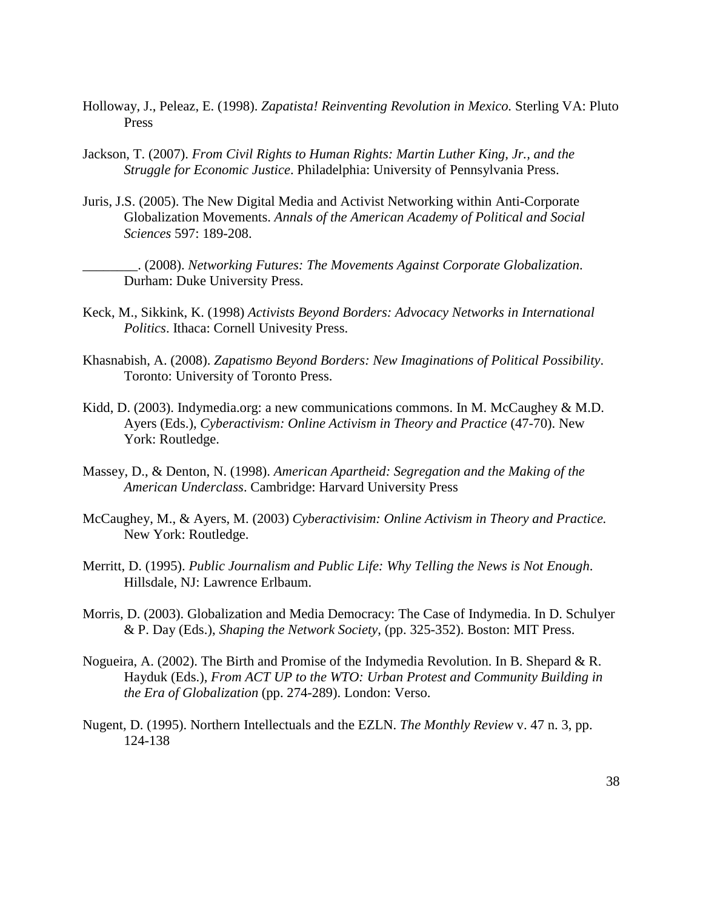Holloway, J., Peleaz, E. (1998). *Zapatista! Reinventing Revolution in Mexico.* Sterling VA: Pluto Press

Jackson, T. (2007). *From Civil Rights to Human Rights: Martin Luther King, Jr., and the Struggle for Economic Justice*. Philadelphia: University of Pennsylvania Press.

Juris, J.S. (2005). The New Digital Media and Activist Networking within Anti-Corporate Globalization Movements. *Annals of the American Academy of Political and Social Sciences* 597: 189-208.

________. (2008). *Networking Futures: The Movements Against Corporate Globalization*. Durham: Duke University Press.

Keck, M., Sikkink, K. (1998) *Activists Beyond Borders: Advocacy Networks in International Politics*. Ithaca: Cornell Univesity Press.

Khasnabish, A. (2008). *Zapatismo Beyond Borders: New Imaginations of Political Possibility*. Toronto: University of Toronto Press.

Kidd, D. (2003). Indymedia.org: a new communications commons. In M. McCaughey & M.D. Ayers (Eds.), *Cyberactivism: Online Activism in Theory and Practice* (47-70). New York: Routledge.

Massey, D., & Denton, N. (1998). *American Apartheid: Segregation and the Making of the American Underclass*. Cambridge: Harvard University Press

McCaughey, M., & Ayers, M. (2003) *Cyberactivisim: Online Activism in Theory and Practice.* New York: Routledge.

Merritt, D. (1995). *Public Journalism and Public Life: Why Telling the News is Not Enough*. Hillsdale, NJ: Lawrence Erlbaum.

Morris, D. (2003). Globalization and Media Democracy: The Case of Indymedia. In D. Schulyer & P. Day (Eds.), *Shaping the Network Society*, (pp. 325-352). Boston: MIT Press.

Nogueira, A. (2002). The Birth and Promise of the Indymedia Revolution. In B. Shepard & R. Hayduk (Eds.), *From ACT UP to the WTO: Urban Protest and Community Building in the Era of Globalization* (pp. 274-289). London: Verso.

Nugent, D. (1995). Northern Intellectuals and the EZLN. *The Monthly Review* v. 47 n. 3, pp. 124-138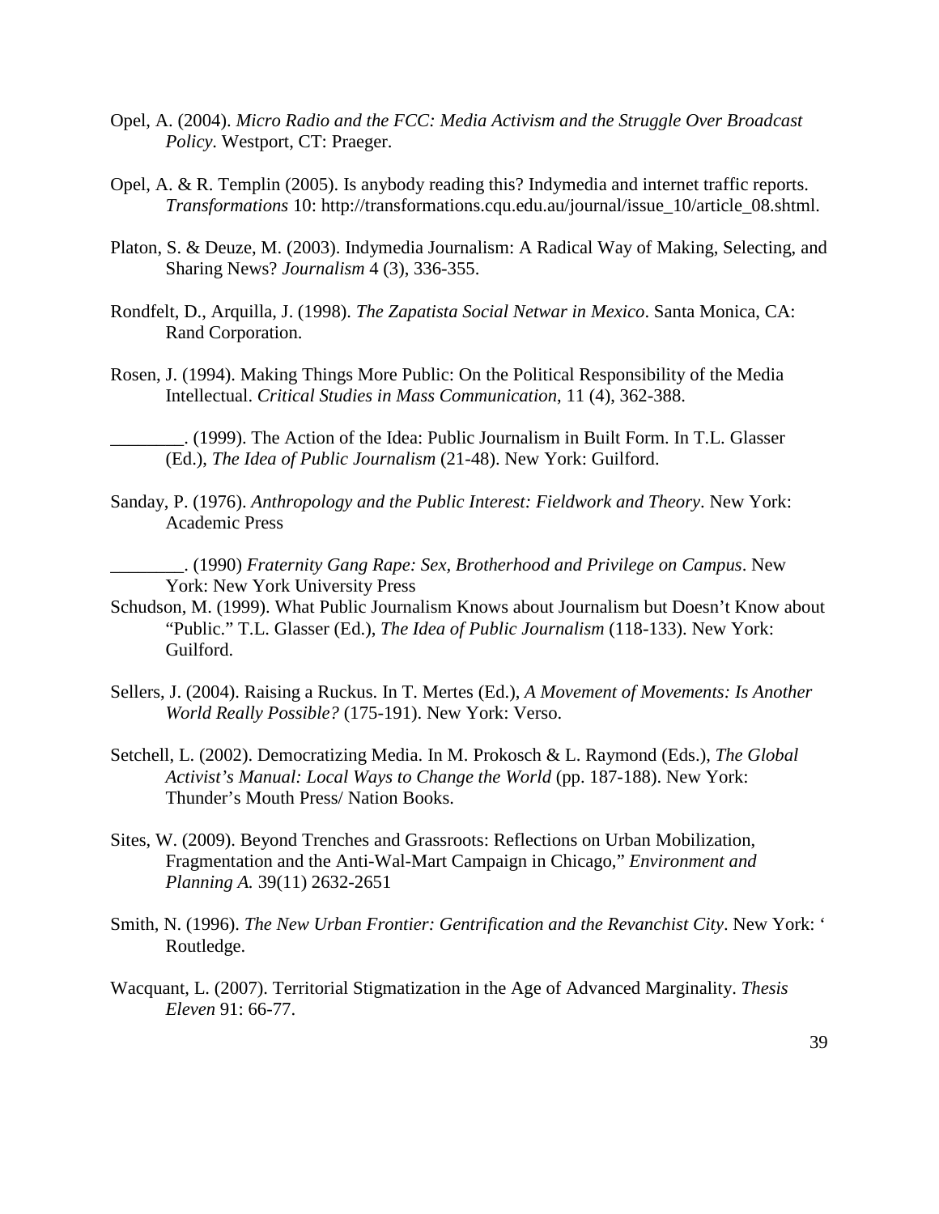Opel, A. (2004). *Micro Radio and the FCC: Media Activism and the Struggle Over Broadcast Policy*. Westport, CT: Praeger.

Opel, A. & R. Templin (2005). Is anybody reading this? Indymedia and internet traffic reports. *Transformations* 10: http://transformations.cqu.edu.au/journal/issue_10/article_08.shtml.

Platon, S. & Deuze, M. (2003). Indymedia Journalism: A Radical Way of Making, Selecting, and Sharing News? *Journalism* 4 (3), 336-355.

Rondfelt, D., Arquilla, J. (1998). *The Zapatista Social Netwar in Mexico*. Santa Monica, CA: Rand Corporation.

Rosen, J. (1994). Making Things More Public: On the Political Responsibility of the Media Intellectual. *Critical Studies in Mass Communication*, 11 (4), 362-388.

________. (1999). The Action of the Idea: Public Journalism in Built Form. In T.L. Glasser (Ed.), *The Idea of Public Journalism* (21-48). New York: Guilford.

Sanday, P. (1976). *Anthropology and the Public Interest: Fieldwork and Theory*. New York: Academic Press

________. (1990) *Fraternity Gang Rape: Sex, Brotherhood and Privilege on Campus*. New York: New York University Press

Schudson, M. (1999). What Public Journalism Knows about Journalism but Doesn't Know about "Public." T.L. Glasser (Ed.), *The Idea of Public Journalism* (118-133). New York: Guilford.

Sellers, J. (2004). Raising a Ruckus. In T. Mertes (Ed.), *A Movement of Movements: Is Another World Really Possible?* (175-191). New York: Verso.

Setchell, L. (2002). Democratizing Media. In M. Prokosch & L. Raymond (Eds.), *The Global Activist's Manual: Local Ways to Change the World* (pp. 187-188). New York: Thunder's Mouth Press/ Nation Books.

Sites, W. (2009). Beyond Trenches and Grassroots: Reflections on Urban Mobilization, Fragmentation and the Anti-Wal-Mart Campaign in Chicago," *Environment and Planning A.* 39(11) 2632-2651

Smith, N. (1996). *The New Urban Frontier: Gentrification and the Revanchist City*. New York: ' Routledge.

Wacquant, L. (2007). Territorial Stigmatization in the Age of Advanced Marginality. *Thesis Eleven* 91: 66-77.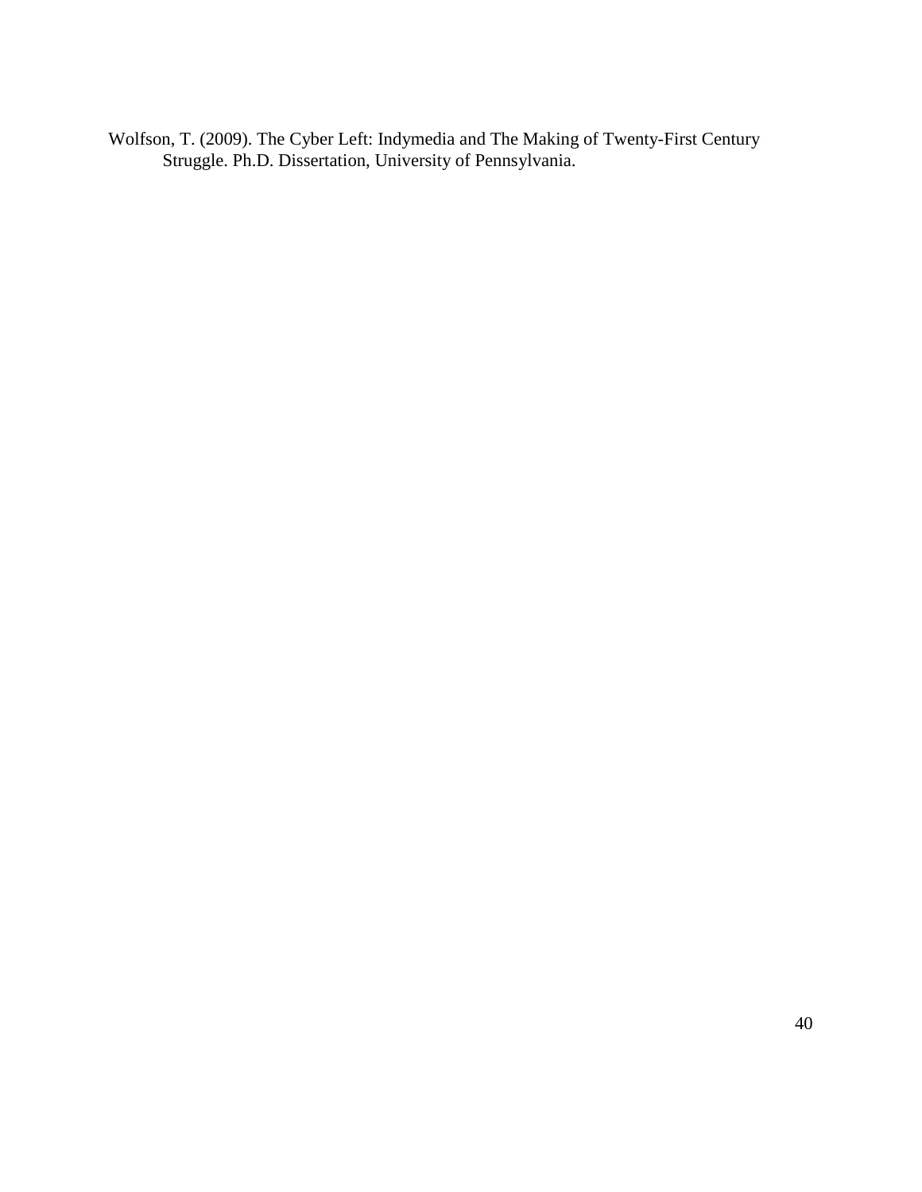Wolfson, T. (2009). The Cyber Left: Indymedia and The Making of Twenty-First Century Struggle. Ph.D. Dissertation, University of Pennsylvania.